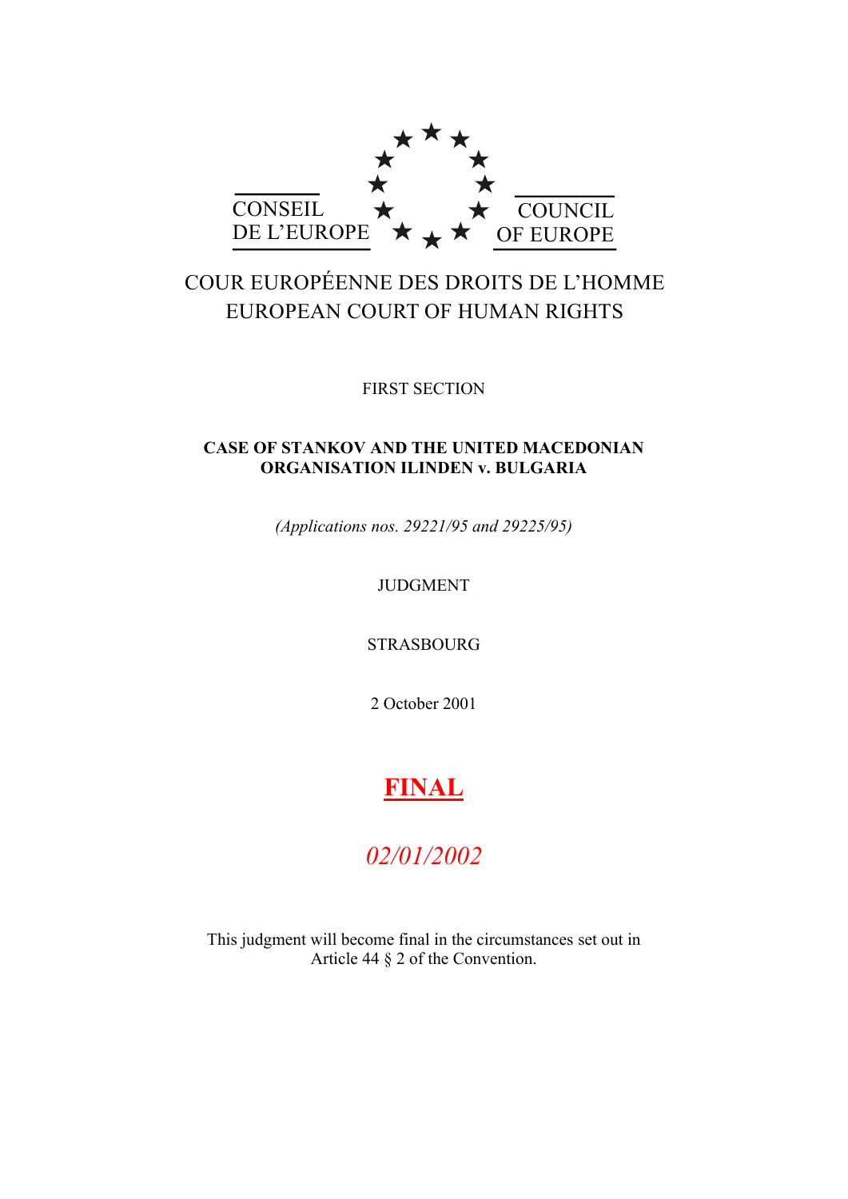CONSEIL DE L'EUROPE

COUNCIL OF EUROPE

COUR EUROPÉENNE DES DROITS DE L'HOMME
EUROPEAN COURT OF HUMAN RIGHTS

FIRST SECTION

**CASE OF STANKOV AND THE UNITED MACEDONIAN ORGANISATION ILINDEN v. BULGARIA**

*(Applications nos. 29221/95 and 29225/95)*

JUDGMENT

STRASBOURG

2 October 2001

**FINAL**

*02/01/2002*

This judgment will become final in the circumstances set out in Article 44 § 2 of the Convention.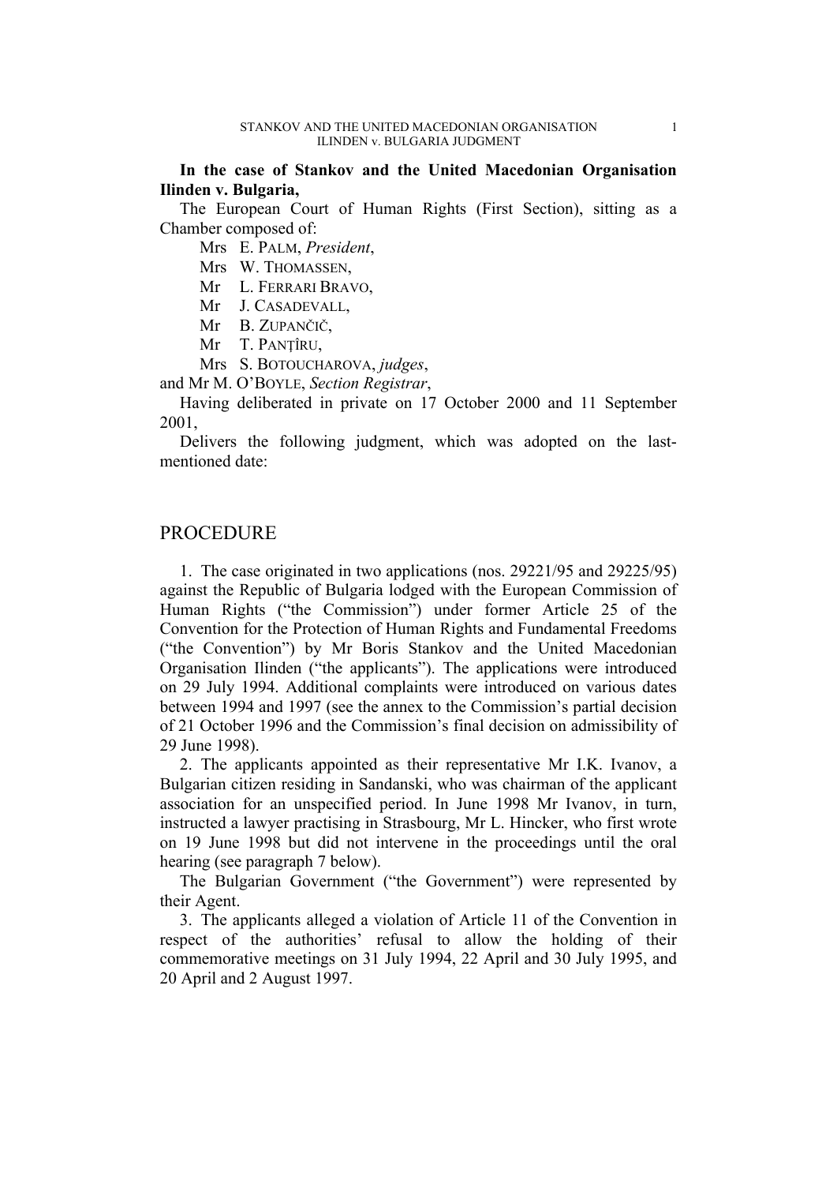**In the case of Stankov and the United Macedonian Organisation Ilinden v. Bulgaria,**

The European Court of Human Rights (First Section), sitting as a Chamber composed of:

Mrs E. PALM, *President*,
Mrs W. THOMASSEN,
Mr L. FERRARI BRAVO,
Mr J. CASADEVALL,
Mr B. ZUPANČIČ,
Mr T. PANŢÎRU,
Mrs S. BOTOUCHAROVA, *judges*,

and Mr M. O'BOYLE, *Section Registrar*,

Having deliberated in private on 17 October 2000 and 11 September 2001,

Delivers the following judgment, which was adopted on the last-mentioned date:

# PROCEDURE

1. The case originated in two applications (nos. 29221/95 and 29225/95) against the Republic of Bulgaria lodged with the European Commission of Human Rights ("the Commission") under former Article 25 of the Convention for the Protection of Human Rights and Fundamental Freedoms ("the Convention") by Mr Boris Stankov and the United Macedonian Organisation Ilinden ("the applicants"). The applications were introduced on 29 July 1994. Additional complaints were introduced on various dates between 1994 and 1997 (see the annex to the Commission's partial decision of 21 October 1996 and the Commission's final decision on admissibility of 29 June 1998).

2. The applicants appointed as their representative Mr I.K. Ivanov, a Bulgarian citizen residing in Sandanski, who was chairman of the applicant association for an unspecified period. In June 1998 Mr Ivanov, in turn, instructed a lawyer practising in Strasbourg, Mr L. Hincker, who first wrote on 19 June 1998 but did not intervene in the proceedings until the oral hearing (see paragraph 7 below).

The Bulgarian Government ("the Government") were represented by their Agent.

3. The applicants alleged a violation of Article 11 of the Convention in respect of the authorities' refusal to allow the holding of their commemorative meetings on 31 July 1994, 22 April and 30 July 1995, and 20 April and 2 August 1997.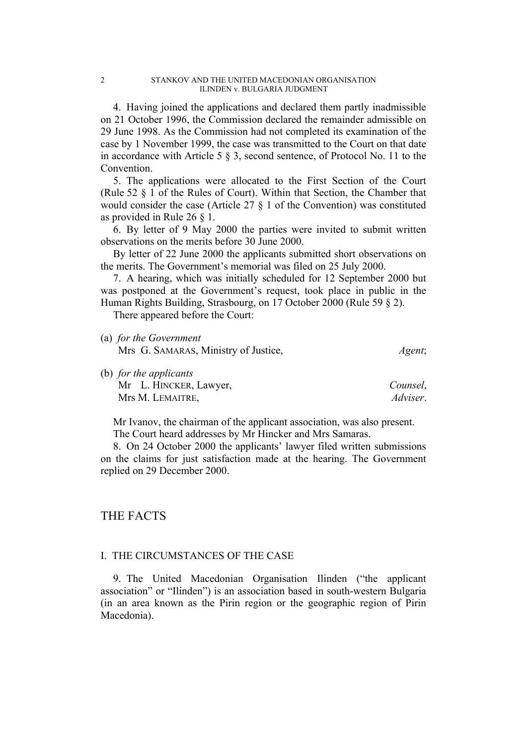4. Having joined the applications and declared them partly inadmissible on 21 October 1996, the Commission declared the remainder admissible on 29 June 1998. As the Commission had not completed its examination of the case by 1 November 1999, the case was transmitted to the Court on that date in accordance with Article 5 § 3, second sentence, of Protocol No. 11 to the Convention.

5. The applications were allocated to the First Section of the Court (Rule 52 § 1 of the Rules of Court). Within that Section, the Chamber that would consider the case (Article 27 § 1 of the Convention) was constituted as provided in Rule 26 § 1.

6. By letter of 9 May 2000 the parties were invited to submit written observations on the merits before 30 June 2000.

By letter of 22 June 2000 the applicants submitted short observations on the merits. The Government's memorial was filed on 25 July 2000.

7. A hearing, which was initially scheduled for 12 September 2000 but was postponed at the Government's request, took place in public in the Human Rights Building, Strasbourg, on 17 October 2000 (Rule 59 § 2).

There appeared before the Court:

(a) *for the Government*
Mrs G. SAMARAS, Ministry of Justice, *Agent*;

(b) *for the applicants*
Mr L. HINCKER, Lawyer, *Counsel*,
Mrs M. LEMAITRE, *Adviser*.

Mr Ivanov, the chairman of the applicant association, was also present.

The Court heard addresses by Mr Hincker and Mrs Samaras.

8. On 24 October 2000 the applicants' lawyer filed written submissions on the claims for just satisfaction made at the hearing. The Government replied on 29 December 2000.

# THE FACTS

## I. THE CIRCUMSTANCES OF THE CASE

9. The United Macedonian Organisation Ilinden ("the applicant association" or "Ilinden") is an association based in south-western Bulgaria (in an area known as the Pirin region or the geographic region of Pirin Macedonia).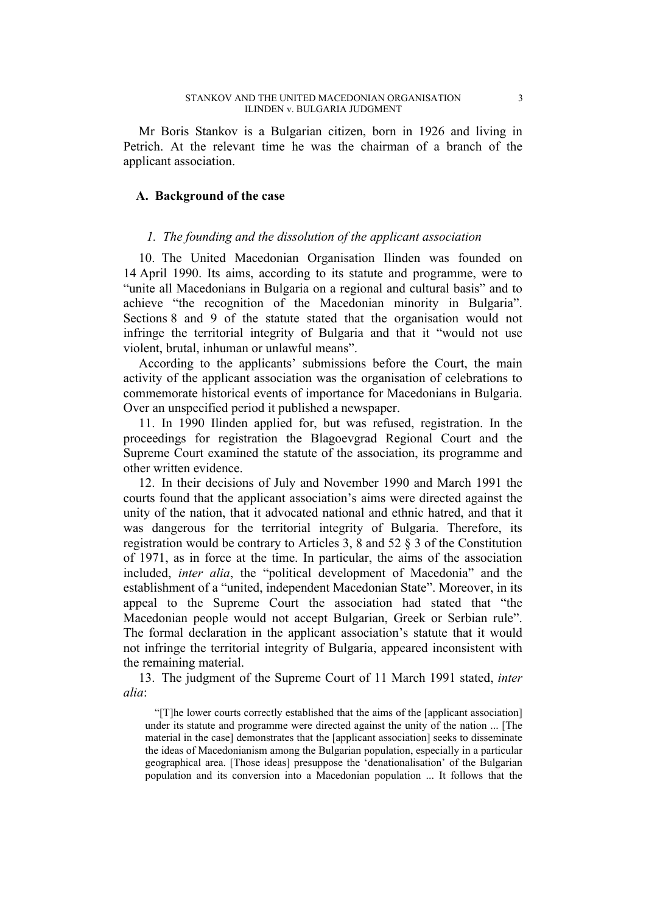Mr Boris Stankov is a Bulgarian citizen, born in 1926 and living in Petrich. At the relevant time he was the chairman of a branch of the applicant association.

## A. Background of the case

### *1. The founding and the dissolution of the applicant association*

10. The United Macedonian Organisation Ilinden was founded on 14 April 1990. Its aims, according to its statute and programme, were to "unite all Macedonians in Bulgaria on a regional and cultural basis" and to achieve "the recognition of the Macedonian minority in Bulgaria". Sections 8 and 9 of the statute stated that the organisation would not infringe the territorial integrity of Bulgaria and that it "would not use violent, brutal, inhuman or unlawful means".

According to the applicants' submissions before the Court, the main activity of the applicant association was the organisation of celebrations to commemorate historical events of importance for Macedonians in Bulgaria. Over an unspecified period it published a newspaper.

11. In 1990 Ilinden applied for, but was refused, registration. In the proceedings for registration the Blagoevgrad Regional Court and the Supreme Court examined the statute of the association, its programme and other written evidence.

12. In their decisions of July and November 1990 and March 1991 the courts found that the applicant association's aims were directed against the unity of the nation, that it advocated national and ethnic hatred, and that it was dangerous for the territorial integrity of Bulgaria. Therefore, its registration would be contrary to Articles 3, 8 and 52 § 3 of the Constitution of 1971, as in force at the time. In particular, the aims of the association included, *inter alia*, the "political development of Macedonia" and the establishment of a "united, independent Macedonian State". Moreover, in its appeal to the Supreme Court the association had stated that "the Macedonian people would not accept Bulgarian, Greek or Serbian rule". The formal declaration in the applicant association's statute that it would not infringe the territorial integrity of Bulgaria, appeared inconsistent with the remaining material.

13. The judgment of the Supreme Court of 11 March 1991 stated, *inter alia*:

> "[T]he lower courts correctly established that the aims of the [applicant association] under its statute and programme were directed against the unity of the nation ... [The material in the case] demonstrates that the [applicant association] seeks to disseminate the ideas of Macedonianism among the Bulgarian population, especially in a particular geographical area. [Those ideas] presuppose the 'denationalisation' of the Bulgarian population and its conversion into a Macedonian population ... It follows that the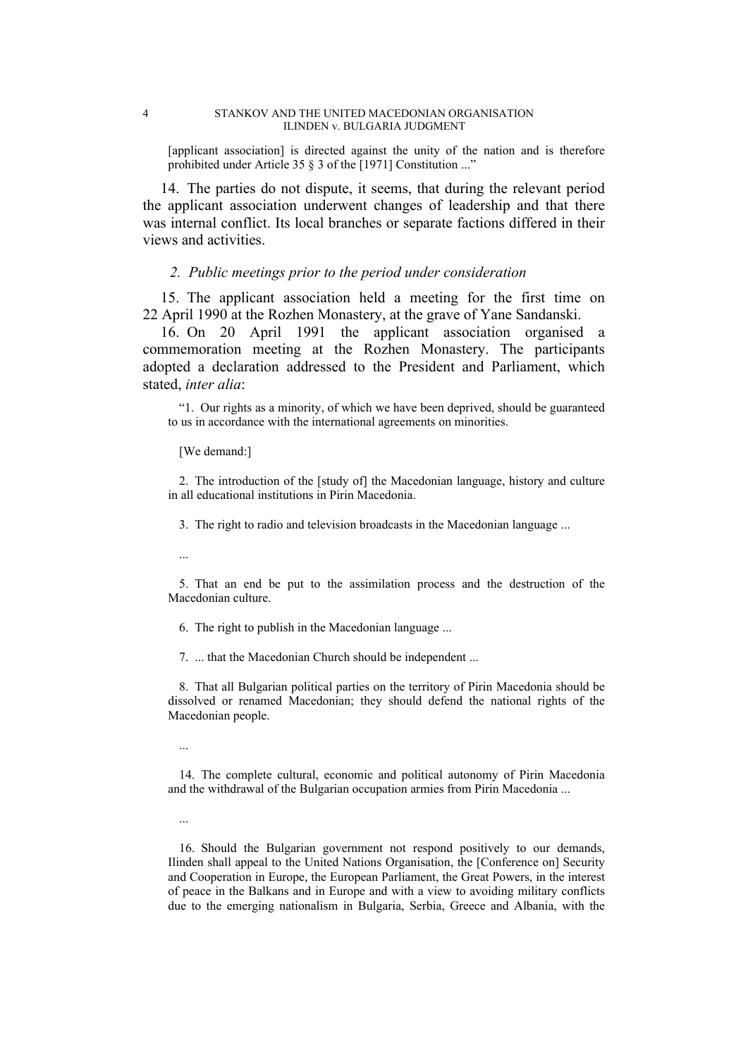[applicant association] is directed against the unity of the nation and is therefore prohibited under Article 35 § 3 of the [1971] Constitution ...”

14. The parties do not dispute, it seems, that during the relevant period the applicant association underwent changes of leadership and that there was internal conflict. Its local branches or separate factions differed in their views and activities.

### *2. Public meetings prior to the period under consideration*

15. The applicant association held a meeting for the first time on 22 April 1990 at the Rozhen Monastery, at the grave of Yane Sandanski.

16. On 20 April 1991 the applicant association organised a commemoration meeting at the Rozhen Monastery. The participants adopted a declaration addressed to the President and Parliament, which stated, *inter alia*:

> “1. Our rights as a minority, of which we have been deprived, should be guaranteed to us in accordance with the international agreements on minorities.
>
> [We demand:]
>
> 2. The introduction of the [study of] the Macedonian language, history and culture in all educational institutions in Pirin Macedonia.
>
> 3. The right to radio and television broadcasts in the Macedonian language ...
>
> ...
>
> 5. That an end be put to the assimilation process and the destruction of the Macedonian culture.
>
> 6. The right to publish in the Macedonian language ...
>
> 7. ... that the Macedonian Church should be independent ...
>
> 8. That all Bulgarian political parties on the territory of Pirin Macedonia should be dissolved or renamed Macedonian; they should defend the national rights of the Macedonian people.
>
> ...
>
> 14. The complete cultural, economic and political autonomy of Pirin Macedonia and the withdrawal of the Bulgarian occupation armies from Pirin Macedonia ...
>
> ...
>
> 16. Should the Bulgarian government not respond positively to our demands, Ilinden shall appeal to the United Nations Organisation, the [Conference on] Security and Cooperation in Europe, the European Parliament, the Great Powers, in the interest of peace in the Balkans and in Europe and with a view to avoiding military conflicts due to the emerging nationalism in Bulgaria, Serbia, Greece and Albania, with the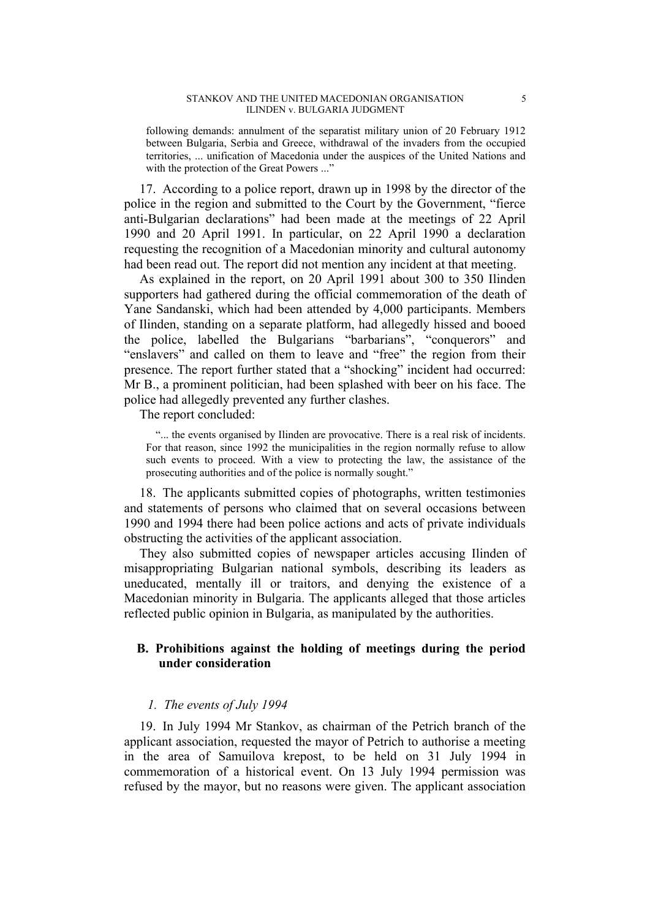following demands: annulment of the separatist military union of 20 February 1912 between Bulgaria, Serbia and Greece, withdrawal of the invaders from the occupied territories, ... unification of Macedonia under the auspices of the United Nations and with the protection of the Great Powers ..."

17. According to a police report, drawn up in 1998 by the director of the police in the region and submitted to the Court by the Government, "fierce anti-Bulgarian declarations" had been made at the meetings of 22 April 1990 and 20 April 1991. In particular, on 22 April 1990 a declaration requesting the recognition of a Macedonian minority and cultural autonomy had been read out. The report did not mention any incident at that meeting.

As explained in the report, on 20 April 1991 about 300 to 350 Ilinden supporters had gathered during the official commemoration of the death of Yane Sandanski, which had been attended by 4,000 participants. Members of Ilinden, standing on a separate platform, had allegedly hissed and booed the police, labelled the Bulgarians "barbarians", "conquerors" and "enslavers" and called on them to leave and "free" the region from their presence. The report further stated that a "shocking" incident had occurred: Mr B., a prominent politician, had been splashed with beer on his face. The police had allegedly prevented any further clashes.

The report concluded:

> "... the events organised by Ilinden are provocative. There is a real risk of incidents. For that reason, since 1992 the municipalities in the region normally refuse to allow such events to proceed. With a view to protecting the law, the assistance of the prosecuting authorities and of the police is normally sought."

18. The applicants submitted copies of photographs, written testimonies and statements of persons who claimed that on several occasions between 1990 and 1994 there had been police actions and acts of private individuals obstructing the activities of the applicant association.

They also submitted copies of newspaper articles accusing Ilinden of misappropriating Bulgarian national symbols, describing its leaders as uneducated, mentally ill or traitors, and denying the existence of a Macedonian minority in Bulgaria. The applicants alleged that those articles reflected public opinion in Bulgaria, as manipulated by the authorities.

## B. Prohibitions against the holding of meetings during the period under consideration

### *1. The events of July 1994*

19. In July 1994 Mr Stankov, as chairman of the Petrich branch of the applicant association, requested the mayor of Petrich to authorise a meeting in the area of Samuilova krepost, to be held on 31 July 1994 in commemoration of a historical event. On 13 July 1994 permission was refused by the mayor, but no reasons were given. The applicant association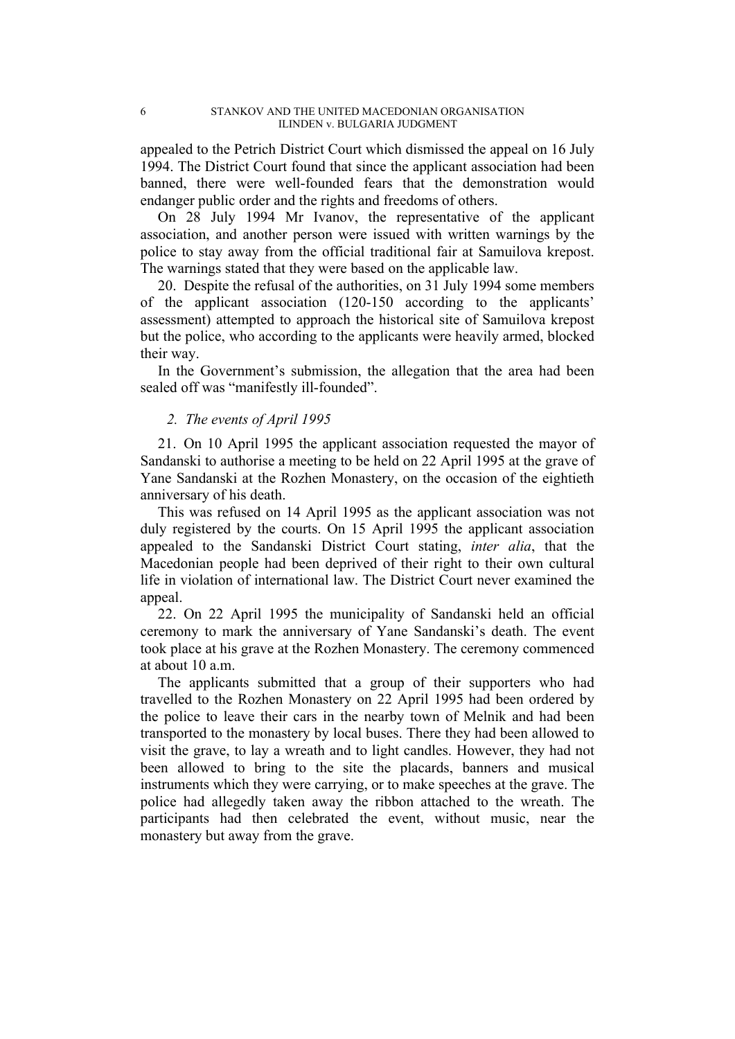appealed to the Petrich District Court which dismissed the appeal on 16 July 1994. The District Court found that since the applicant association had been banned, there were well-founded fears that the demonstration would endanger public order and the rights and freedoms of others.

On 28 July 1994 Mr Ivanov, the representative of the applicant association, and another person were issued with written warnings by the police to stay away from the official traditional fair at Samuilova krepost. The warnings stated that they were based on the applicable law.

20. Despite the refusal of the authorities, on 31 July 1994 some members of the applicant association (120-150 according to the applicants' assessment) attempted to approach the historical site of Samuilova krepost but the police, who according to the applicants were heavily armed, blocked their way.

In the Government's submission, the allegation that the area had been sealed off was "manifestly ill-founded".

### *2. The events of April 1995*

21. On 10 April 1995 the applicant association requested the mayor of Sandanski to authorise a meeting to be held on 22 April 1995 at the grave of Yane Sandanski at the Rozhen Monastery, on the occasion of the eightieth anniversary of his death.

This was refused on 14 April 1995 as the applicant association was not duly registered by the courts. On 15 April 1995 the applicant association appealed to the Sandanski District Court stating, *inter alia*, that the Macedonian people had been deprived of their right to their own cultural life in violation of international law. The District Court never examined the appeal.

22. On 22 April 1995 the municipality of Sandanski held an official ceremony to mark the anniversary of Yane Sandanski's death. The event took place at his grave at the Rozhen Monastery. The ceremony commenced at about 10 a.m.

The applicants submitted that a group of their supporters who had travelled to the Rozhen Monastery on 22 April 1995 had been ordered by the police to leave their cars in the nearby town of Melnik and had been transported to the monastery by local buses. There they had been allowed to visit the grave, to lay a wreath and to light candles. However, they had not been allowed to bring to the site the placards, banners and musical instruments which they were carrying, or to make speeches at the grave. The police had allegedly taken away the ribbon attached to the wreath. The participants had then celebrated the event, without music, near the monastery but away from the grave.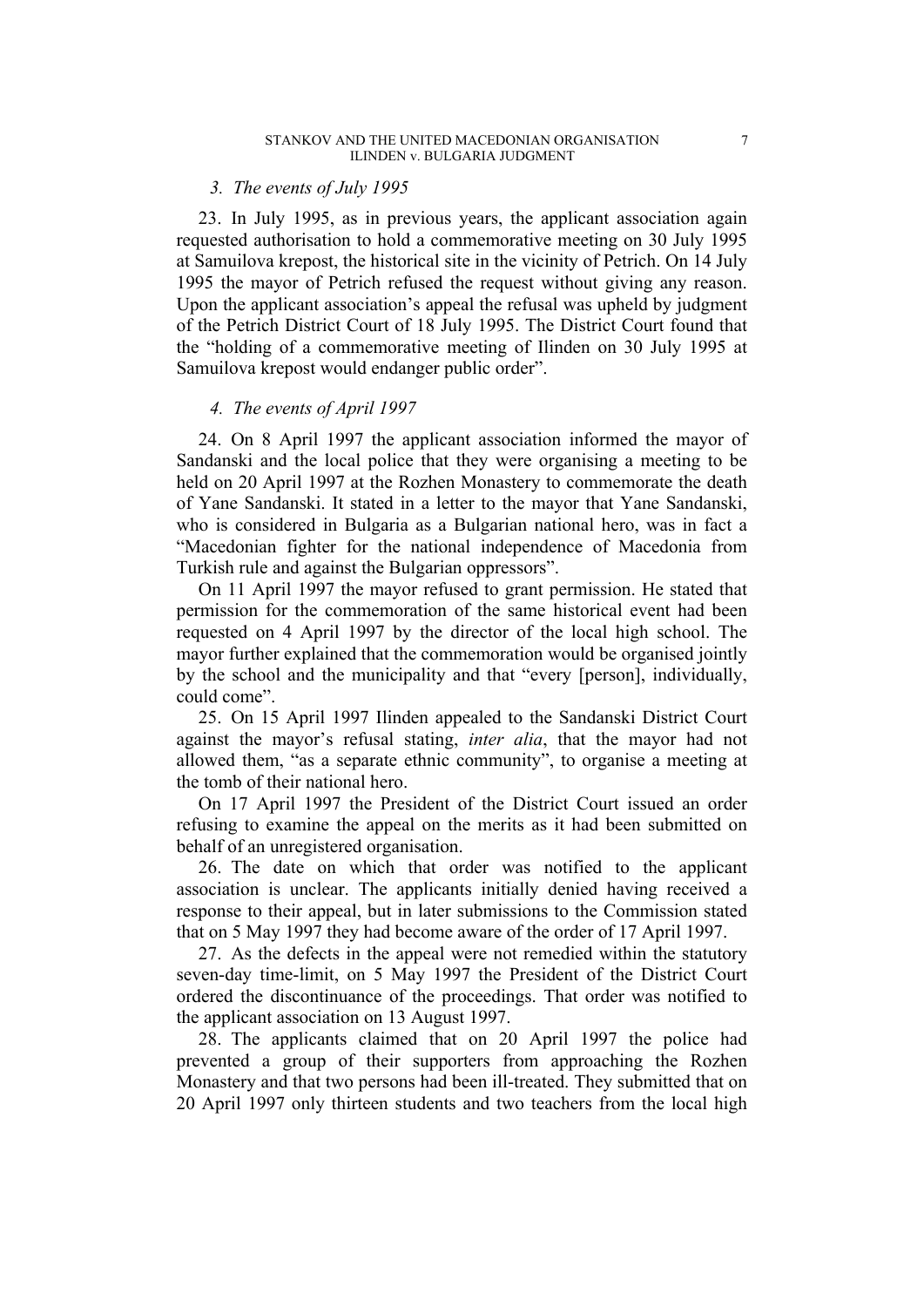*3. The events of July 1995*

23. In July 1995, as in previous years, the applicant association again requested authorisation to hold a commemorative meeting on 30 July 1995 at Samuilova krepost, the historical site in the vicinity of Petrich. On 14 July 1995 the mayor of Petrich refused the request without giving any reason. Upon the applicant association's appeal the refusal was upheld by judgment of the Petrich District Court of 18 July 1995. The District Court found that the "holding of a commemorative meeting of Ilinden on 30 July 1995 at Samuilova krepost would endanger public order".

*4. The events of April 1997*

24. On 8 April 1997 the applicant association informed the mayor of Sandanski and the local police that they were organising a meeting to be held on 20 April 1997 at the Rozhen Monastery to commemorate the death of Yane Sandanski. It stated in a letter to the mayor that Yane Sandanski, who is considered in Bulgaria as a Bulgarian national hero, was in fact a "Macedonian fighter for the national independence of Macedonia from Turkish rule and against the Bulgarian oppressors".

On 11 April 1997 the mayor refused to grant permission. He stated that permission for the commemoration of the same historical event had been requested on 4 April 1997 by the director of the local high school. The mayor further explained that the commemoration would be organised jointly by the school and the municipality and that "every [person], individually, could come".

25. On 15 April 1997 Ilinden appealed to the Sandanski District Court against the mayor's refusal stating, *inter alia*, that the mayor had not allowed them, "as a separate ethnic community", to organise a meeting at the tomb of their national hero.

On 17 April 1997 the President of the District Court issued an order refusing to examine the appeal on the merits as it had been submitted on behalf of an unregistered organisation.

26. The date on which that order was notified to the applicant association is unclear. The applicants initially denied having received a response to their appeal, but in later submissions to the Commission stated that on 5 May 1997 they had become aware of the order of 17 April 1997.

27. As the defects in the appeal were not remedied within the statutory seven-day time-limit, on 5 May 1997 the President of the District Court ordered the discontinuance of the proceedings. That order was notified to the applicant association on 13 August 1997.

28. The applicants claimed that on 20 April 1997 the police had prevented a group of their supporters from approaching the Rozhen Monastery and that two persons had been ill-treated. They submitted that on 20 April 1997 only thirteen students and two teachers from the local high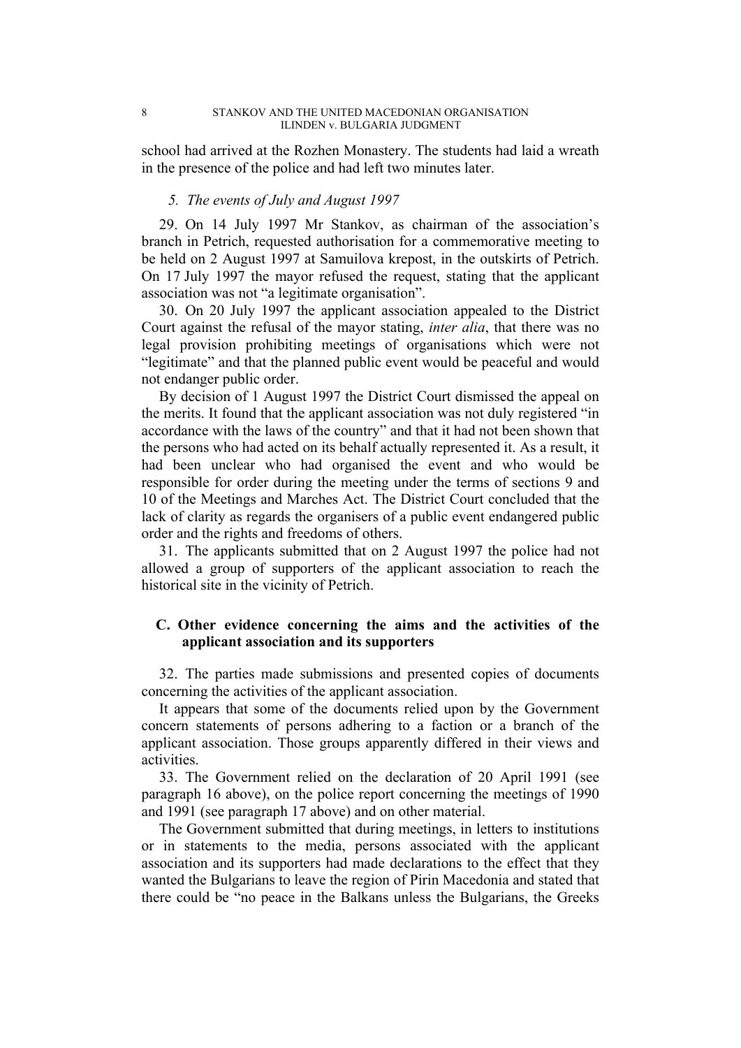school had arrived at the Rozhen Monastery. The students had laid a wreath in the presence of the police and had left two minutes later.

### *5. The events of July and August 1997*

29. On 14 July 1997 Mr Stankov, as chairman of the association's branch in Petrich, requested authorisation for a commemorative meeting to be held on 2 August 1997 at Samuilova krepost, in the outskirts of Petrich. On 17 July 1997 the mayor refused the request, stating that the applicant association was not "a legitimate organisation".

30. On 20 July 1997 the applicant association appealed to the District Court against the refusal of the mayor stating, *inter alia*, that there was no legal provision prohibiting meetings of organisations which were not "legitimate" and that the planned public event would be peaceful and would not endanger public order.

By decision of 1 August 1997 the District Court dismissed the appeal on the merits. It found that the applicant association was not duly registered "in accordance with the laws of the country" and that it had not been shown that the persons who had acted on its behalf actually represented it. As a result, it had been unclear who had organised the event and who would be responsible for order during the meeting under the terms of sections 9 and 10 of the Meetings and Marches Act. The District Court concluded that the lack of clarity as regards the organisers of a public event endangered public order and the rights and freedoms of others.

31. The applicants submitted that on 2 August 1997 the police had not allowed a group of supporters of the applicant association to reach the historical site in the vicinity of Petrich.

## C. Other evidence concerning the aims and the activities of the applicant association and its supporters

32. The parties made submissions and presented copies of documents concerning the activities of the applicant association.

It appears that some of the documents relied upon by the Government concern statements of persons adhering to a faction or a branch of the applicant association. Those groups apparently differed in their views and activities.

33. The Government relied on the declaration of 20 April 1991 (see paragraph 16 above), on the police report concerning the meetings of 1990 and 1991 (see paragraph 17 above) and on other material.

The Government submitted that during meetings, in letters to institutions or in statements to the media, persons associated with the applicant association and its supporters had made declarations to the effect that they wanted the Bulgarians to leave the region of Pirin Macedonia and stated that there could be "no peace in the Balkans unless the Bulgarians, the Greeks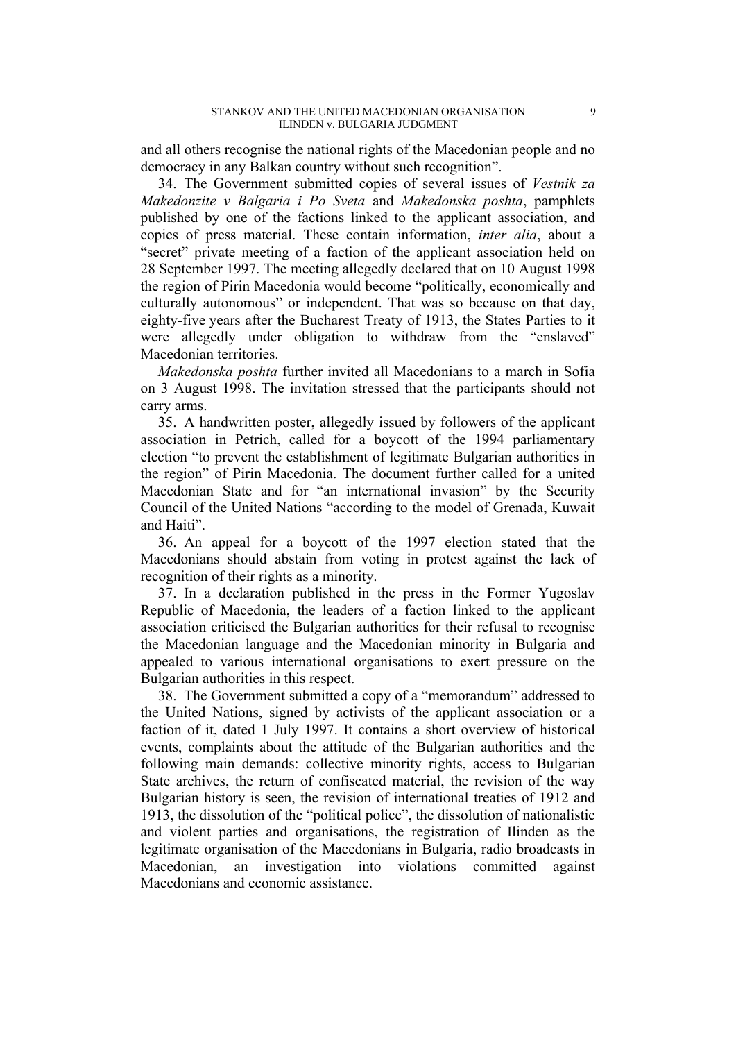and all others recognise the national rights of the Macedonian people and no democracy in any Balkan country without such recognition".

34. The Government submitted copies of several issues of *Vestnik za Makedonzite v Balgaria i Po Sveta* and *Makedonska poshta*, pamphlets published by one of the factions linked to the applicant association, and copies of press material. These contain information, *inter alia*, about a "secret" private meeting of a faction of the applicant association held on 28 September 1997. The meeting allegedly declared that on 10 August 1998 the region of Pirin Macedonia would become "politically, economically and culturally autonomous" or independent. That was so because on that day, eighty-five years after the Bucharest Treaty of 1913, the States Parties to it were allegedly under obligation to withdraw from the "enslaved" Macedonian territories.

*Makedonska poshta* further invited all Macedonians to a march in Sofia on 3 August 1998. The invitation stressed that the participants should not carry arms.

35. A handwritten poster, allegedly issued by followers of the applicant association in Petrich, called for a boycott of the 1994 parliamentary election "to prevent the establishment of legitimate Bulgarian authorities in the region" of Pirin Macedonia. The document further called for a united Macedonian State and for "an international invasion" by the Security Council of the United Nations "according to the model of Grenada, Kuwait and Haiti".

36. An appeal for a boycott of the 1997 election stated that the Macedonians should abstain from voting in protest against the lack of recognition of their rights as a minority.

37. In a declaration published in the press in the Former Yugoslav Republic of Macedonia, the leaders of a faction linked to the applicant association criticised the Bulgarian authorities for their refusal to recognise the Macedonian language and the Macedonian minority in Bulgaria and appealed to various international organisations to exert pressure on the Bulgarian authorities in this respect.

38. The Government submitted a copy of a "memorandum" addressed to the United Nations, signed by activists of the applicant association or a faction of it, dated 1 July 1997. It contains a short overview of historical events, complaints about the attitude of the Bulgarian authorities and the following main demands: collective minority rights, access to Bulgarian State archives, the return of confiscated material, the revision of the way Bulgarian history is seen, the revision of international treaties of 1912 and 1913, the dissolution of the "political police", the dissolution of nationalistic and violent parties and organisations, the registration of Ilinden as the legitimate organisation of the Macedonians in Bulgaria, radio broadcasts in Macedonian, an investigation into violations committed against Macedonians and economic assistance.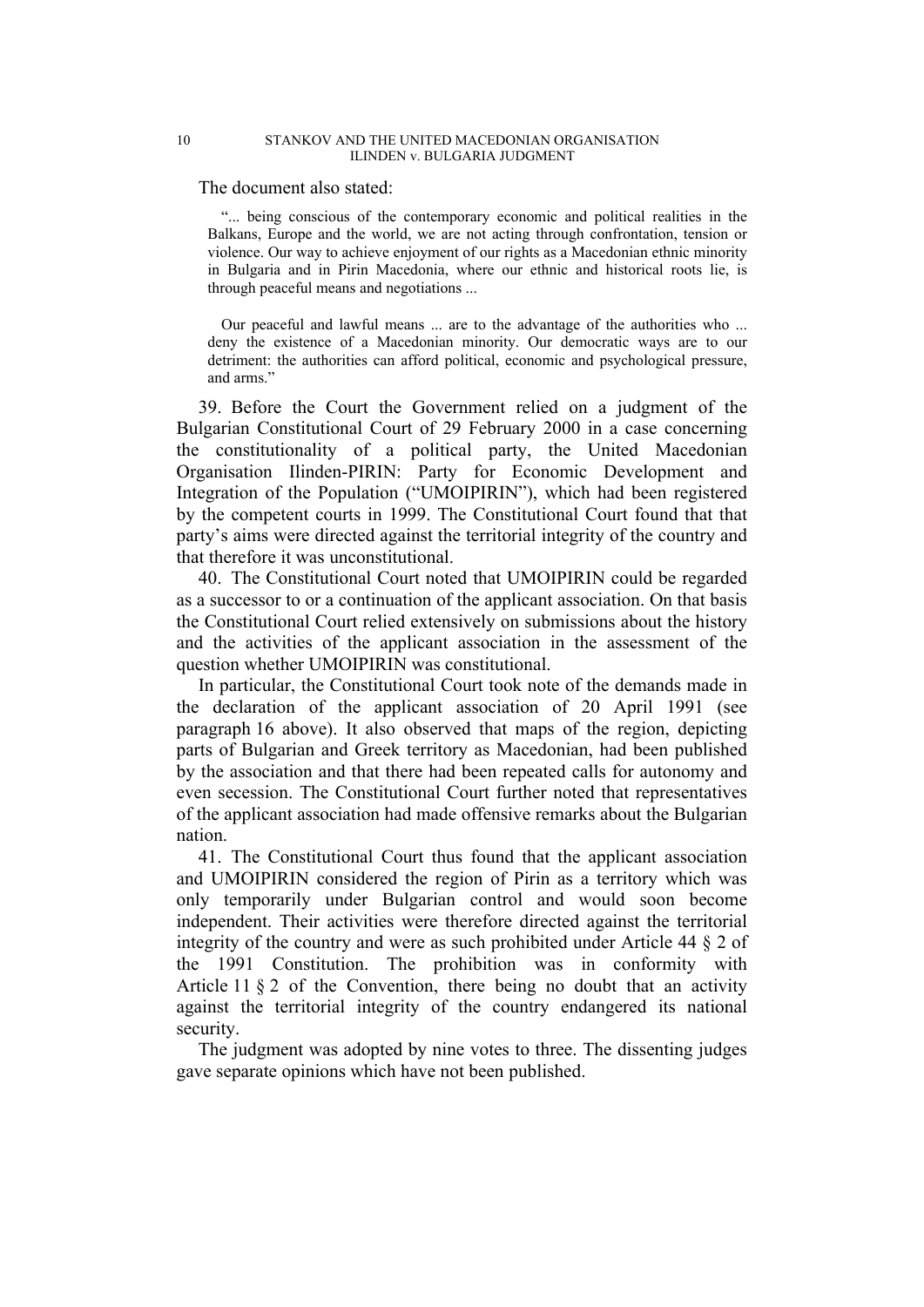The document also stated:

> "... being conscious of the contemporary economic and political realities in the Balkans, Europe and the world, we are not acting through confrontation, tension or violence. Our way to achieve enjoyment of our rights as a Macedonian ethnic minority in Bulgaria and in Pirin Macedonia, where our ethnic and historical roots lie, is through peaceful means and negotiations ...
>
> Our peaceful and lawful means ... are to the advantage of the authorities who ... deny the existence of a Macedonian minority. Our democratic ways are to our detriment: the authorities can afford political, economic and psychological pressure, and arms."

39. Before the Court the Government relied on a judgment of the Bulgarian Constitutional Court of 29 February 2000 in a case concerning the constitutionality of a political party, the United Macedonian Organisation Ilinden-PIRIN: Party for Economic Development and Integration of the Population ("UMOIPIRIN"), which had been registered by the competent courts in 1999. The Constitutional Court found that that party's aims were directed against the territorial integrity of the country and that therefore it was unconstitutional.

40. The Constitutional Court noted that UMOIPIRIN could be regarded as a successor to or a continuation of the applicant association. On that basis the Constitutional Court relied extensively on submissions about the history and the activities of the applicant association in the assessment of the question whether UMOIPIRIN was constitutional.

In particular, the Constitutional Court took note of the demands made in the declaration of the applicant association of 20 April 1991 (see paragraph 16 above). It also observed that maps of the region, depicting parts of Bulgarian and Greek territory as Macedonian, had been published by the association and that there had been repeated calls for autonomy and even secession. The Constitutional Court further noted that representatives of the applicant association had made offensive remarks about the Bulgarian nation.

41. The Constitutional Court thus found that the applicant association and UMOIPIRIN considered the region of Pirin as a territory which was only temporarily under Bulgarian control and would soon become independent. Their activities were therefore directed against the territorial integrity of the country and were as such prohibited under Article 44 § 2 of the 1991 Constitution. The prohibition was in conformity with Article 11 § 2 of the Convention, there being no doubt that an activity against the territorial integrity of the country endangered its national security.

The judgment was adopted by nine votes to three. The dissenting judges gave separate opinions which have not been published.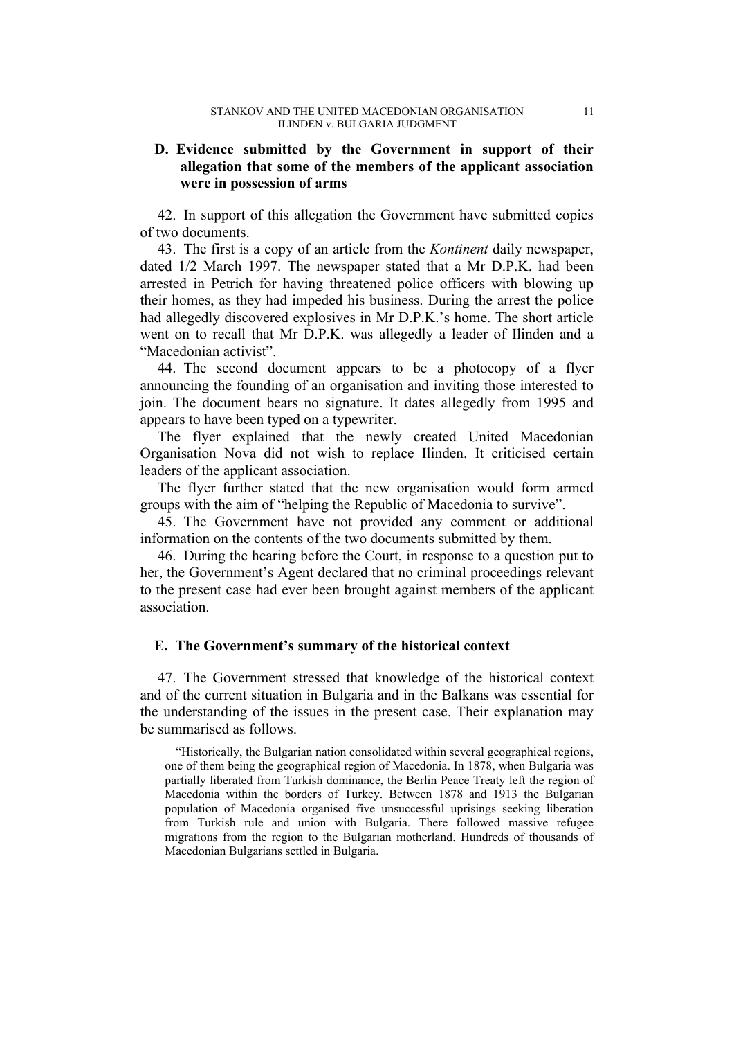### D. Evidence submitted by the Government in support of their allegation that some of the members of the applicant association were in possession of arms

42. In support of this allegation the Government have submitted copies of two documents.

43. The first is a copy of an article from the *Kontinent* daily newspaper, dated 1/2 March 1997. The newspaper stated that a Mr D.P.K. had been arrested in Petrich for having threatened police officers with blowing up their homes, as they had impeded his business. During the arrest the police had allegedly discovered explosives in Mr D.P.K.'s home. The short article went on to recall that Mr D.P.K. was allegedly a leader of Ilinden and a "Macedonian activist".

44. The second document appears to be a photocopy of a flyer announcing the founding of an organisation and inviting those interested to join. The document bears no signature. It dates allegedly from 1995 and appears to have been typed on a typewriter.

The flyer explained that the newly created United Macedonian Organisation Nova did not wish to replace Ilinden. It criticised certain leaders of the applicant association.

The flyer further stated that the new organisation would form armed groups with the aim of "helping the Republic of Macedonia to survive".

45. The Government have not provided any comment or additional information on the contents of the two documents submitted by them.

46. During the hearing before the Court, in response to a question put to her, the Government's Agent declared that no criminal proceedings relevant to the present case had ever been brought against members of the applicant association.

### E. The Government's summary of the historical context

47. The Government stressed that knowledge of the historical context and of the current situation in Bulgaria and in the Balkans was essential for the understanding of the issues in the present case. Their explanation may be summarised as follows.

> "Historically, the Bulgarian nation consolidated within several geographical regions, one of them being the geographical region of Macedonia. In 1878, when Bulgaria was partially liberated from Turkish dominance, the Berlin Peace Treaty left the region of Macedonia within the borders of Turkey. Between 1878 and 1913 the Bulgarian population of Macedonia organised five unsuccessful uprisings seeking liberation from Turkish rule and union with Bulgaria. There followed massive refugee migrations from the region to the Bulgarian motherland. Hundreds of thousands of Macedonian Bulgarians settled in Bulgaria.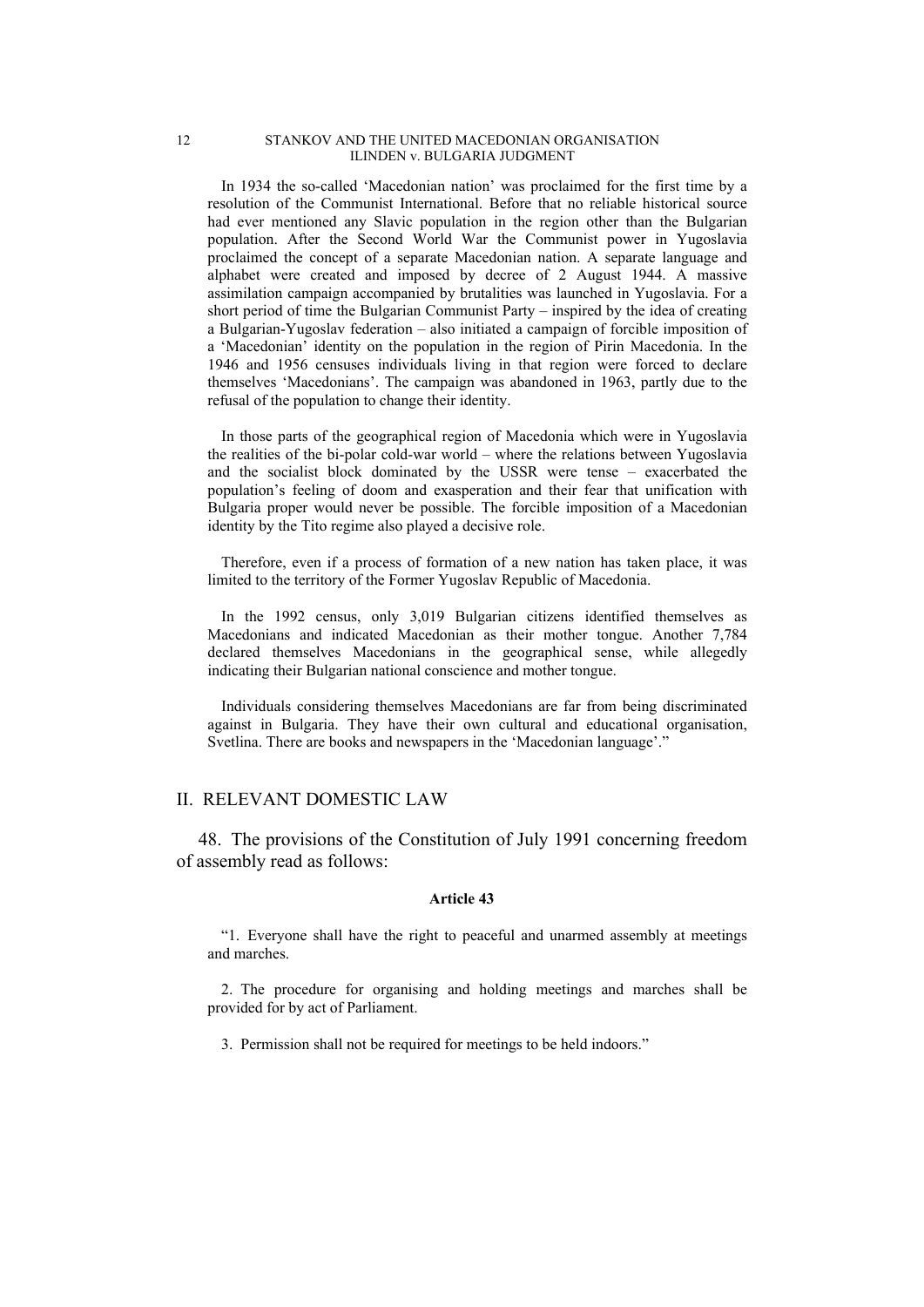In 1934 the so-called 'Macedonian nation' was proclaimed for the first time by a resolution of the Communist International. Before that no reliable historical source had ever mentioned any Slavic population in the region other than the Bulgarian population. After the Second World War the Communist power in Yugoslavia proclaimed the concept of a separate Macedonian nation. A separate language and alphabet were created and imposed by decree of 2 August 1944. A massive assimilation campaign accompanied by brutalities was launched in Yugoslavia. For a short period of time the Bulgarian Communist Party – inspired by the idea of creating a Bulgarian-Yugoslav federation – also initiated a campaign of forcible imposition of a 'Macedonian' identity on the population in the region of Pirin Macedonia. In the 1946 and 1956 censuses individuals living in that region were forced to declare themselves 'Macedonians'. The campaign was abandoned in 1963, partly due to the refusal of the population to change their identity.

In those parts of the geographical region of Macedonia which were in Yugoslavia the realities of the bi-polar cold-war world – where the relations between Yugoslavia and the socialist block dominated by the USSR were tense – exacerbated the population's feeling of doom and exasperation and their fear that unification with Bulgaria proper would never be possible. The forcible imposition of a Macedonian identity by the Tito regime also played a decisive role.

Therefore, even if a process of formation of a new nation has taken place, it was limited to the territory of the Former Yugoslav Republic of Macedonia.

In the 1992 census, only 3,019 Bulgarian citizens identified themselves as Macedonians and indicated Macedonian as their mother tongue. Another 7,784 declared themselves Macedonians in the geographical sense, while allegedly indicating their Bulgarian national conscience and mother tongue.

Individuals considering themselves Macedonians are far from being discriminated against in Bulgaria. They have their own cultural and educational organisation, Svetlina. There are books and newspapers in the 'Macedonian language'."

## II. RELEVANT DOMESTIC LAW

48. The provisions of the Constitution of July 1991 concerning freedom of assembly read as follows:

**Article 43**

"1. Everyone shall have the right to peaceful and unarmed assembly at meetings and marches.

2. The procedure for organising and holding meetings and marches shall be provided for by act of Parliament.

3. Permission shall not be required for meetings to be held indoors."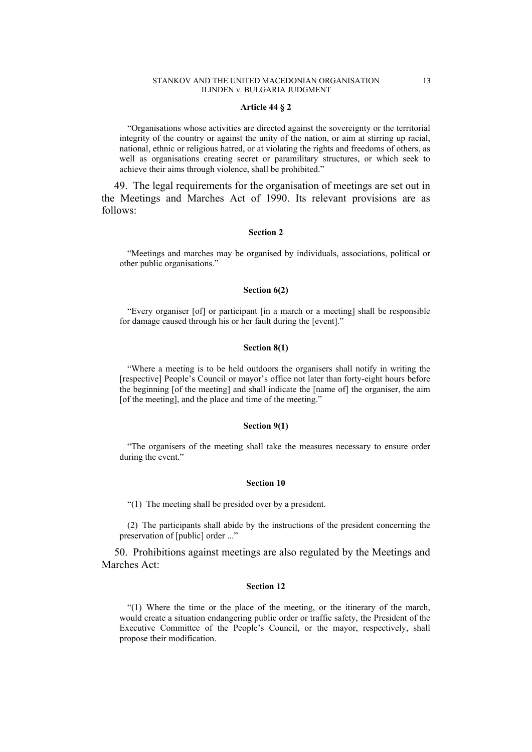**Article 44 § 2**

> "Organisations whose activities are directed against the sovereignty or the territorial integrity of the country or against the unity of the nation, or aim at stirring up racial, national, ethnic or religious hatred, or at violating the rights and freedoms of others, as well as organisations creating secret or paramilitary structures, or which seek to achieve their aims through violence, shall be prohibited."

49. The legal requirements for the organisation of meetings are set out in the Meetings and Marches Act of 1990. Its relevant provisions are as follows:

**Section 2**

> "Meetings and marches may be organised by individuals, associations, political or other public organisations."

**Section 6(2)**

> "Every organiser [of] or participant [in a march or a meeting] shall be responsible for damage caused through his or her fault during the [event]."

**Section 8(1)**

> "Where a meeting is to be held outdoors the organisers shall notify in writing the [respective] People's Council or mayor's office not later than forty-eight hours before the beginning [of the meeting] and shall indicate the [name of] the organiser, the aim [of the meeting], and the place and time of the meeting."

**Section 9(1)**

> "The organisers of the meeting shall take the measures necessary to ensure order during the event."

**Section 10**

> "(1) The meeting shall be presided over by a president.
>
> (2) The participants shall abide by the instructions of the president concerning the preservation of [public] order ..."

50. Prohibitions against meetings are also regulated by the Meetings and Marches Act:

**Section 12**

> "(1) Where the time or the place of the meeting, or the itinerary of the march, would create a situation endangering public order or traffic safety, the President of the Executive Committee of the People's Council, or the mayor, respectively, shall propose their modification.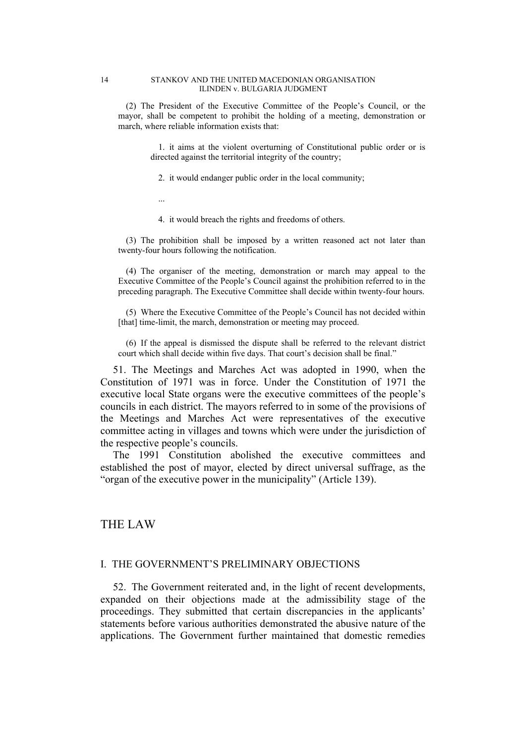(2) The President of the Executive Committee of the People's Council, or the mayor, shall be competent to prohibit the holding of a meeting, demonstration or march, where reliable information exists that:

1. it aims at the violent overturning of Constitutional public order or is directed against the territorial integrity of the country;

2. it would endanger public order in the local community;

...

4. it would breach the rights and freedoms of others.

(3) The prohibition shall be imposed by a written reasoned act not later than twenty-four hours following the notification.

(4) The organiser of the meeting, demonstration or march may appeal to the Executive Committee of the People's Council against the prohibition referred to in the preceding paragraph. The Executive Committee shall decide within twenty-four hours.

(5) Where the Executive Committee of the People's Council has not decided within [that] time-limit, the march, demonstration or meeting may proceed.

(6) If the appeal is dismissed the dispute shall be referred to the relevant district court which shall decide within five days. That court's decision shall be final."

51. The Meetings and Marches Act was adopted in 1990, when the Constitution of 1971 was in force. Under the Constitution of 1971 the executive local State organs were the executive committees of the people's councils in each district. The mayors referred to in some of the provisions of the Meetings and Marches Act were representatives of the executive committee acting in villages and towns which were under the jurisdiction of the respective people's councils.

The 1991 Constitution abolished the executive committees and established the post of mayor, elected by direct universal suffrage, as the "organ of the executive power in the municipality" (Article 139).

# THE LAW

## I. THE GOVERNMENT'S PRELIMINARY OBJECTIONS

52. The Government reiterated and, in the light of recent developments, expanded on their objections made at the admissibility stage of the proceedings. They submitted that certain discrepancies in the applicants' statements before various authorities demonstrated the abusive nature of the applications. The Government further maintained that domestic remedies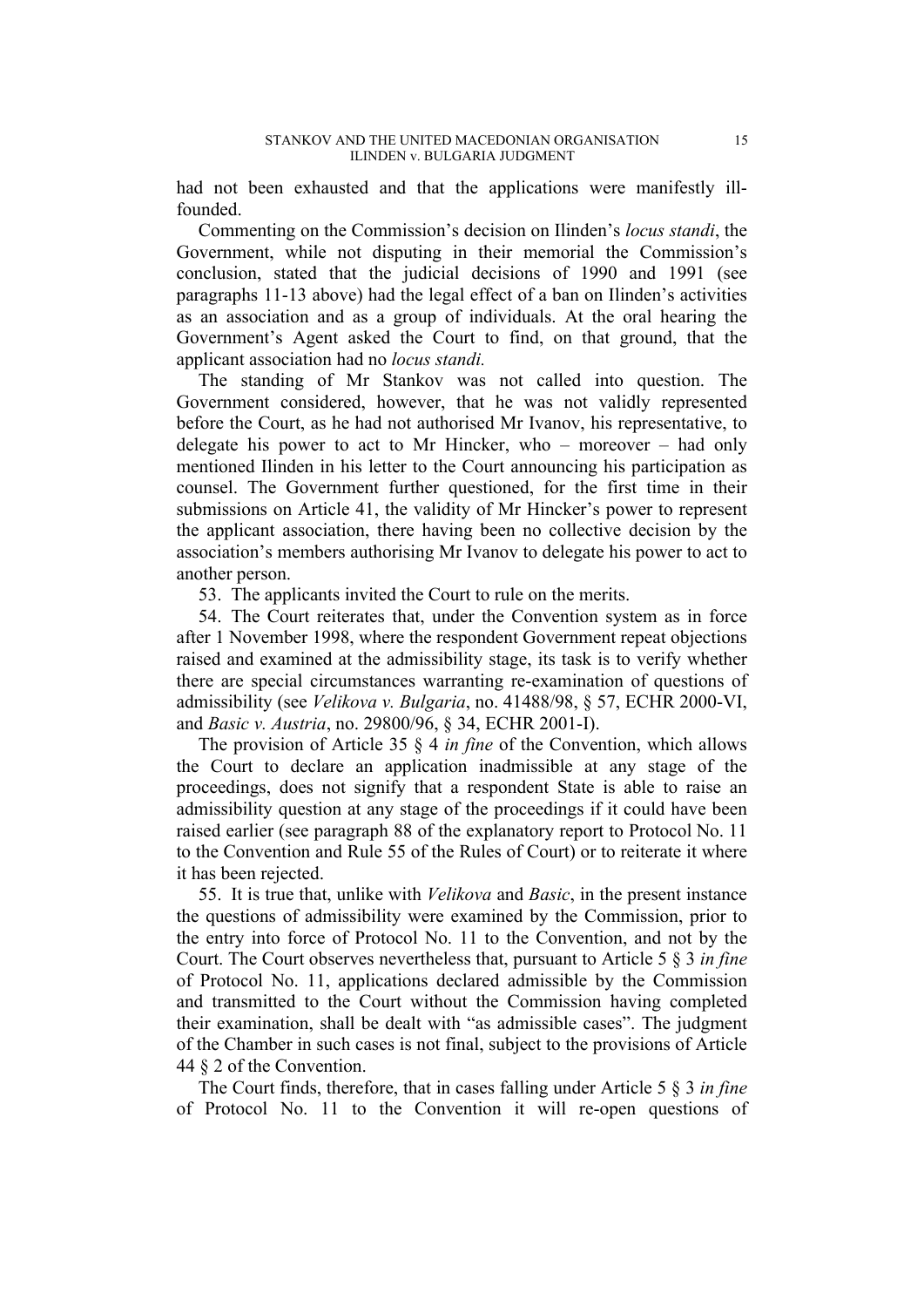had not been exhausted and that the applications were manifestly ill-founded.

Commenting on the Commission's decision on Ilinden's *locus standi*, the Government, while not disputing in their memorial the Commission's conclusion, stated that the judicial decisions of 1990 and 1991 (see paragraphs 11-13 above) had the legal effect of a ban on Ilinden's activities as an association and as a group of individuals. At the oral hearing the Government's Agent asked the Court to find, on that ground, that the applicant association had no *locus standi.*

The standing of Mr Stankov was not called into question. The Government considered, however, that he was not validly represented before the Court, as he had not authorised Mr Ivanov, his representative, to delegate his power to act to Mr Hincker, who – moreover – had only mentioned Ilinden in his letter to the Court announcing his participation as counsel. The Government further questioned, for the first time in their submissions on Article 41, the validity of Mr Hincker's power to represent the applicant association, there having been no collective decision by the association's members authorising Mr Ivanov to delegate his power to act to another person.

53. The applicants invited the Court to rule on the merits.

54. The Court reiterates that, under the Convention system as in force after 1 November 1998, where the respondent Government repeat objections raised and examined at the admissibility stage, its task is to verify whether there are special circumstances warranting re-examination of questions of admissibility (see *Velikova v. Bulgaria*, no. 41488/98, § 57, ECHR 2000-VI, and *Basic v. Austria*, no. 29800/96, § 34, ECHR 2001-I).

The provision of Article 35 § 4 *in fine* of the Convention, which allows the Court to declare an application inadmissible at any stage of the proceedings, does not signify that a respondent State is able to raise an admissibility question at any stage of the proceedings if it could have been raised earlier (see paragraph 88 of the explanatory report to Protocol No. 11 to the Convention and Rule 55 of the Rules of Court) or to reiterate it where it has been rejected.

55. It is true that, unlike with *Velikova* and *Basic*, in the present instance the questions of admissibility were examined by the Commission, prior to the entry into force of Protocol No. 11 to the Convention, and not by the Court. The Court observes nevertheless that, pursuant to Article 5 § 3 *in fine* of Protocol No. 11, applications declared admissible by the Commission and transmitted to the Court without the Commission having completed their examination, shall be dealt with "as admissible cases". The judgment of the Chamber in such cases is not final, subject to the provisions of Article 44 § 2 of the Convention.

The Court finds, therefore, that in cases falling under Article 5 § 3 *in fine* of Protocol No. 11 to the Convention it will re-open questions of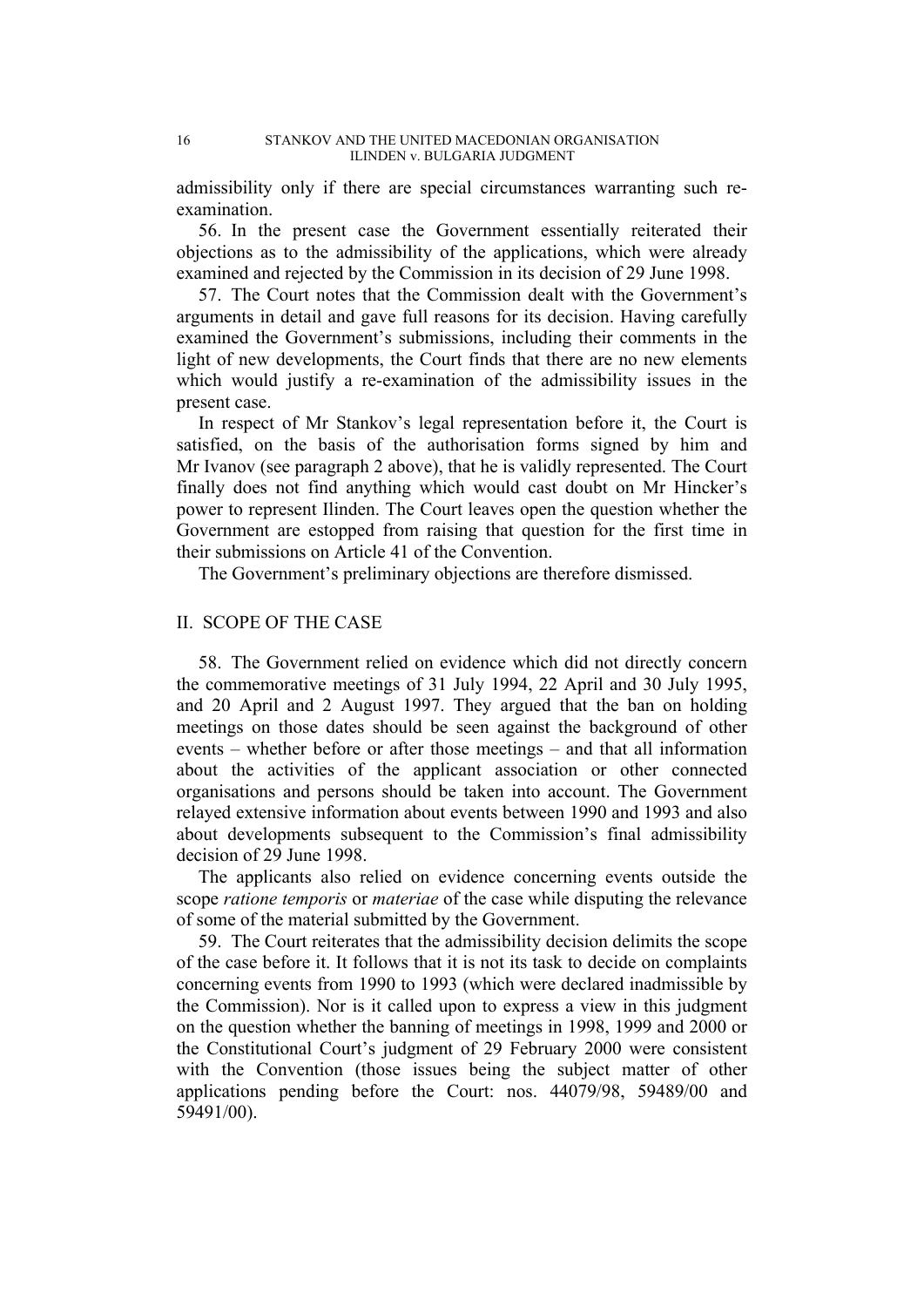admissibility only if there are special circumstances warranting such re-examination.

56. In the present case the Government essentially reiterated their objections as to the admissibility of the applications, which were already examined and rejected by the Commission in its decision of 29 June 1998.

57. The Court notes that the Commission dealt with the Government's arguments in detail and gave full reasons for its decision. Having carefully examined the Government's submissions, including their comments in the light of new developments, the Court finds that there are no new elements which would justify a re-examination of the admissibility issues in the present case.

In respect of Mr Stankov's legal representation before it, the Court is satisfied, on the basis of the authorisation forms signed by him and Mr Ivanov (see paragraph 2 above), that he is validly represented. The Court finally does not find anything which would cast doubt on Mr Hincker's power to represent Ilinden. The Court leaves open the question whether the Government are estopped from raising that question for the first time in their submissions on Article 41 of the Convention.

The Government's preliminary objections are therefore dismissed.

## II. SCOPE OF THE CASE

58. The Government relied on evidence which did not directly concern the commemorative meetings of 31 July 1994, 22 April and 30 July 1995, and 20 April and 2 August 1997. They argued that the ban on holding meetings on those dates should be seen against the background of other events – whether before or after those meetings – and that all information about the activities of the applicant association or other connected organisations and persons should be taken into account. The Government relayed extensive information about events between 1990 and 1993 and also about developments subsequent to the Commission's final admissibility decision of 29 June 1998.

The applicants also relied on evidence concerning events outside the scope *ratione temporis* or *materiae* of the case while disputing the relevance of some of the material submitted by the Government.

59. The Court reiterates that the admissibility decision delimits the scope of the case before it. It follows that it is not its task to decide on complaints concerning events from 1990 to 1993 (which were declared inadmissible by the Commission). Nor is it called upon to express a view in this judgment on the question whether the banning of meetings in 1998, 1999 and 2000 or the Constitutional Court's judgment of 29 February 2000 were consistent with the Convention (those issues being the subject matter of other applications pending before the Court: nos. 44079/98, 59489/00 and 59491/00).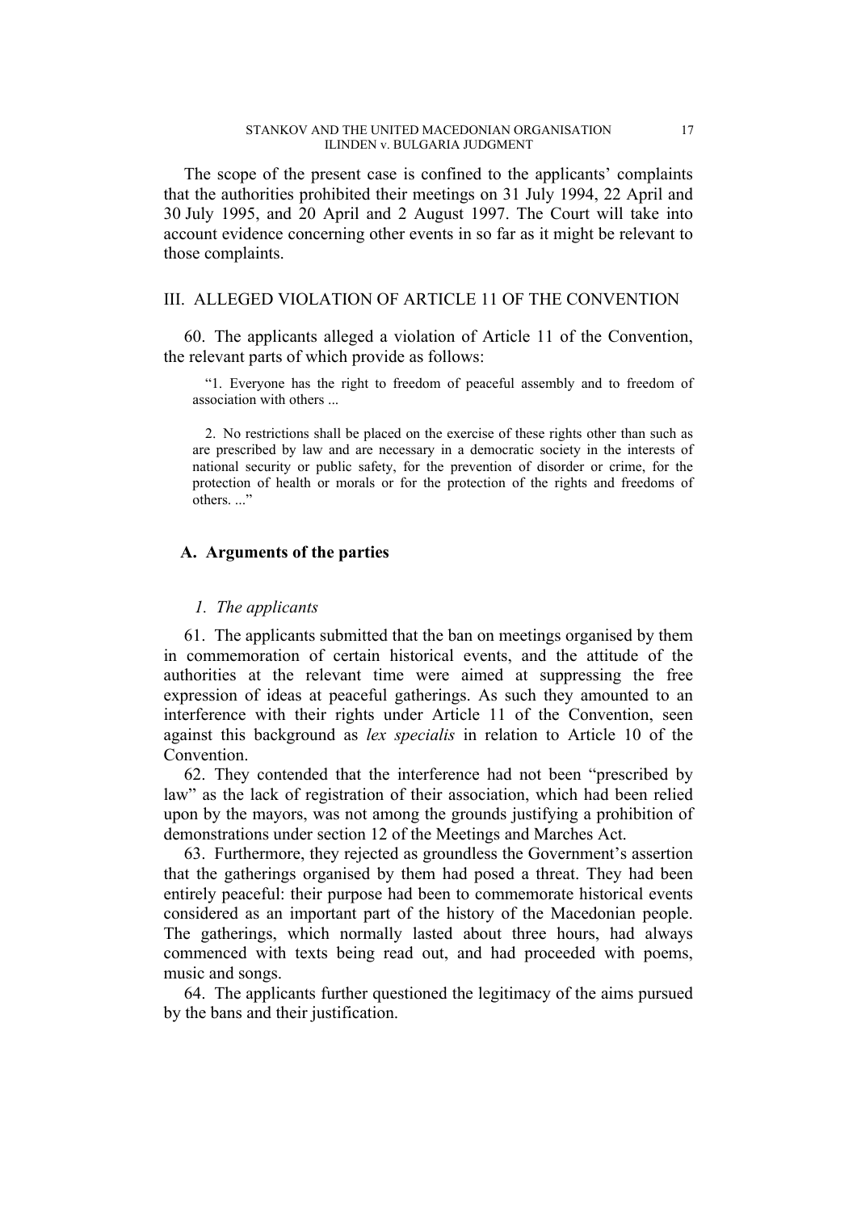The scope of the present case is confined to the applicants' complaints that the authorities prohibited their meetings on 31 July 1994, 22 April and 30 July 1995, and 20 April and 2 August 1997. The Court will take into account evidence concerning other events in so far as it might be relevant to those complaints.

## III. ALLEGED VIOLATION OF ARTICLE 11 OF THE CONVENTION

60. The applicants alleged a violation of Article 11 of the Convention, the relevant parts of which provide as follows:

> "1. Everyone has the right to freedom of peaceful assembly and to freedom of association with others ...
>
> 2. No restrictions shall be placed on the exercise of these rights other than such as are prescribed by law and are necessary in a democratic society in the interests of national security or public safety, for the prevention of disorder or crime, for the protection of health or morals or for the protection of the rights and freedoms of others. ..."

### A. Arguments of the parties

#### *1. The applicants*

61. The applicants submitted that the ban on meetings organised by them in commemoration of certain historical events, and the attitude of the authorities at the relevant time were aimed at suppressing the free expression of ideas at peaceful gatherings. As such they amounted to an interference with their rights under Article 11 of the Convention, seen against this background as *lex specialis* in relation to Article 10 of the Convention.

62. They contended that the interference had not been "prescribed by law" as the lack of registration of their association, which had been relied upon by the mayors, was not among the grounds justifying a prohibition of demonstrations under section 12 of the Meetings and Marches Act.

63. Furthermore, they rejected as groundless the Government's assertion that the gatherings organised by them had posed a threat. They had been entirely peaceful: their purpose had been to commemorate historical events considered as an important part of the history of the Macedonian people. The gatherings, which normally lasted about three hours, had always commenced with texts being read out, and had proceeded with poems, music and songs.

64. The applicants further questioned the legitimacy of the aims pursued by the bans and their justification.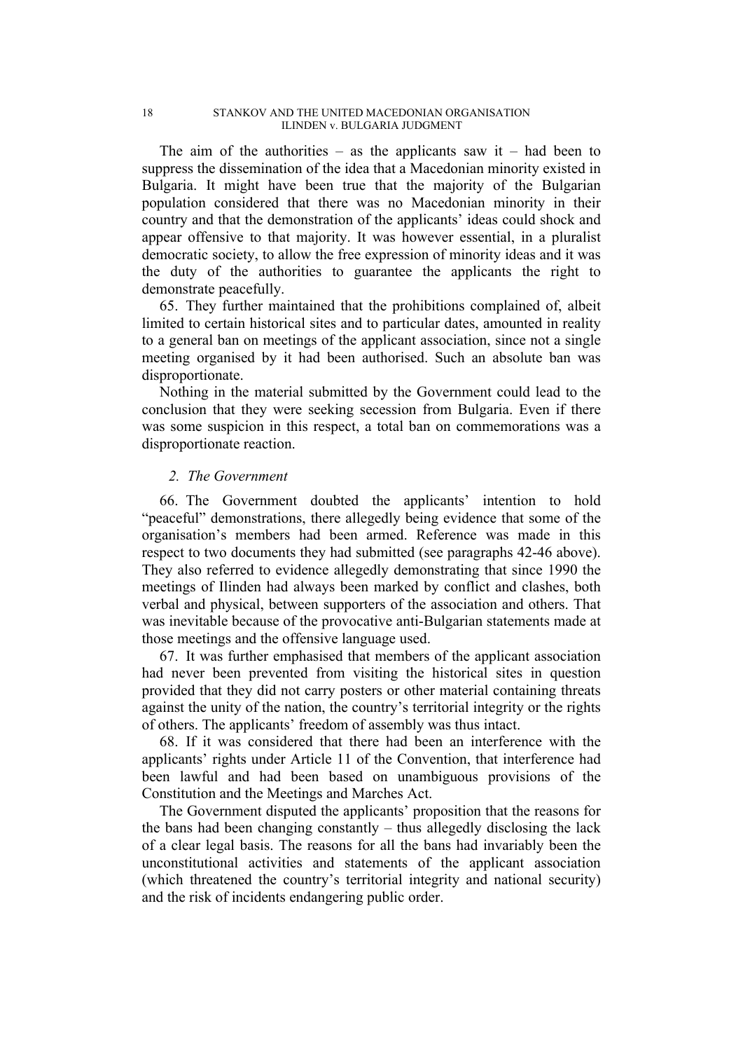The aim of the authorities – as the applicants saw it – had been to suppress the dissemination of the idea that a Macedonian minority existed in Bulgaria. It might have been true that the majority of the Bulgarian population considered that there was no Macedonian minority in their country and that the demonstration of the applicants' ideas could shock and appear offensive to that majority. It was however essential, in a pluralist democratic society, to allow the free expression of minority ideas and it was the duty of the authorities to guarantee the applicants the right to demonstrate peacefully.

65. They further maintained that the prohibitions complained of, albeit limited to certain historical sites and to particular dates, amounted in reality to a general ban on meetings of the applicant association, since not a single meeting organised by it had been authorised. Such an absolute ban was disproportionate.

Nothing in the material submitted by the Government could lead to the conclusion that they were seeking secession from Bulgaria. Even if there was some suspicion in this respect, a total ban on commemorations was a disproportionate reaction.

### 2. *The Government*

66. The Government doubted the applicants' intention to hold "peaceful" demonstrations, there allegedly being evidence that some of the organisation's members had been armed. Reference was made in this respect to two documents they had submitted (see paragraphs 42-46 above). They also referred to evidence allegedly demonstrating that since 1990 the meetings of Ilinden had always been marked by conflict and clashes, both verbal and physical, between supporters of the association and others. That was inevitable because of the provocative anti-Bulgarian statements made at those meetings and the offensive language used.

67. It was further emphasised that members of the applicant association had never been prevented from visiting the historical sites in question provided that they did not carry posters or other material containing threats against the unity of the nation, the country's territorial integrity or the rights of others. The applicants' freedom of assembly was thus intact.

68. If it was considered that there had been an interference with the applicants' rights under Article 11 of the Convention, that interference had been lawful and had been based on unambiguous provisions of the Constitution and the Meetings and Marches Act.

The Government disputed the applicants' proposition that the reasons for the bans had been changing constantly – thus allegedly disclosing the lack of a clear legal basis. The reasons for all the bans had invariably been the unconstitutional activities and statements of the applicant association (which threatened the country's territorial integrity and national security) and the risk of incidents endangering public order.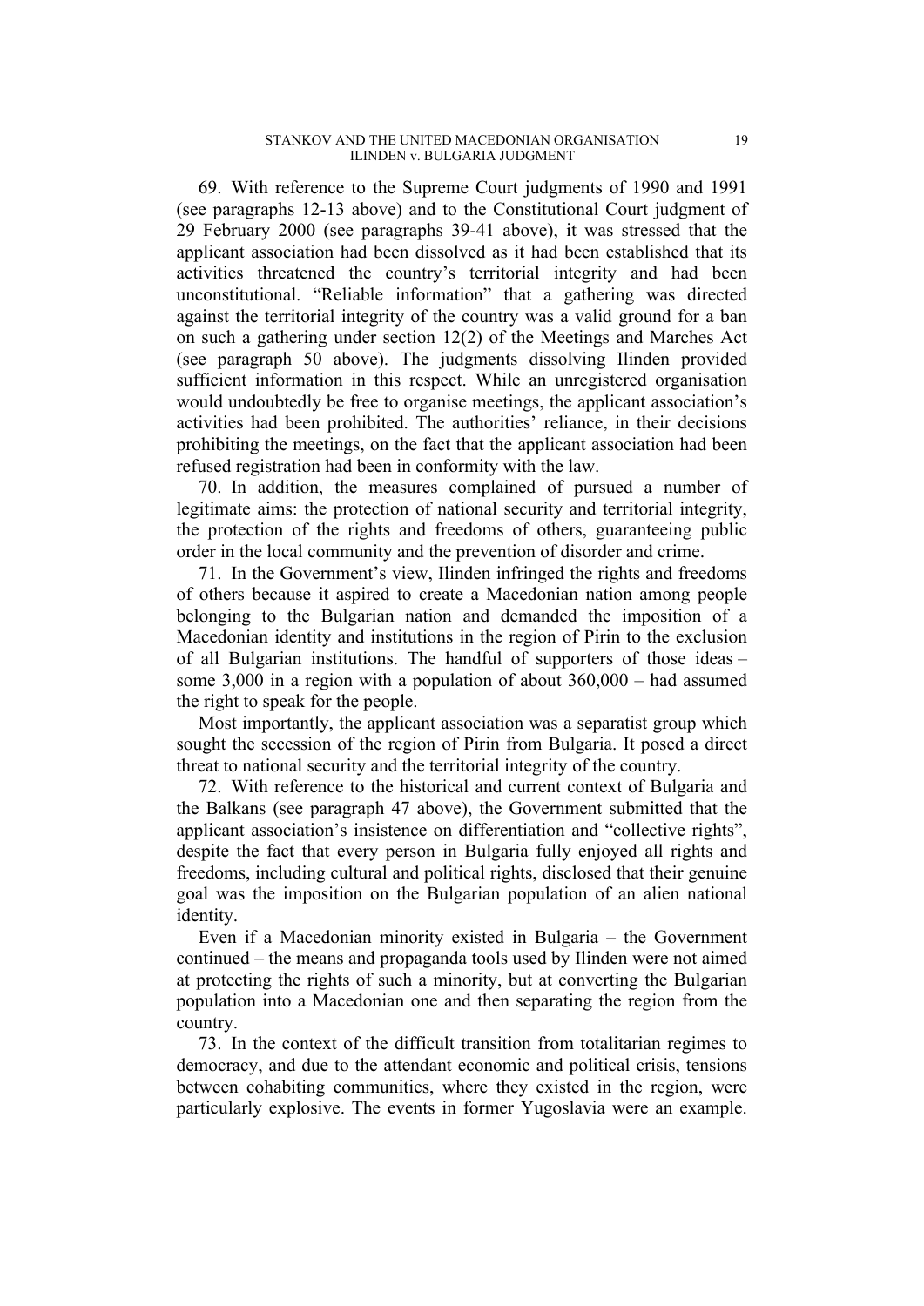69. With reference to the Supreme Court judgments of 1990 and 1991 (see paragraphs 12-13 above) and to the Constitutional Court judgment of 29 February 2000 (see paragraphs 39-41 above), it was stressed that the applicant association had been dissolved as it had been established that its activities threatened the country's territorial integrity and had been unconstitutional. "Reliable information" that a gathering was directed against the territorial integrity of the country was a valid ground for a ban on such a gathering under section 12(2) of the Meetings and Marches Act (see paragraph 50 above). The judgments dissolving Ilinden provided sufficient information in this respect. While an unregistered organisation would undoubtedly be free to organise meetings, the applicant association's activities had been prohibited. The authorities' reliance, in their decisions prohibiting the meetings, on the fact that the applicant association had been refused registration had been in conformity with the law.

70. In addition, the measures complained of pursued a number of legitimate aims: the protection of national security and territorial integrity, the protection of the rights and freedoms of others, guaranteeing public order in the local community and the prevention of disorder and crime.

71. In the Government's view, Ilinden infringed the rights and freedoms of others because it aspired to create a Macedonian nation among people belonging to the Bulgarian nation and demanded the imposition of a Macedonian identity and institutions in the region of Pirin to the exclusion of all Bulgarian institutions. The handful of supporters of those ideas – some 3,000 in a region with a population of about 360,000 – had assumed the right to speak for the people.

Most importantly, the applicant association was a separatist group which sought the secession of the region of Pirin from Bulgaria. It posed a direct threat to national security and the territorial integrity of the country.

72. With reference to the historical and current context of Bulgaria and the Balkans (see paragraph 47 above), the Government submitted that the applicant association's insistence on differentiation and "collective rights", despite the fact that every person in Bulgaria fully enjoyed all rights and freedoms, including cultural and political rights, disclosed that their genuine goal was the imposition on the Bulgarian population of an alien national identity.

Even if a Macedonian minority existed in Bulgaria – the Government continued – the means and propaganda tools used by Ilinden were not aimed at protecting the rights of such a minority, but at converting the Bulgarian population into a Macedonian one and then separating the region from the country.

73. In the context of the difficult transition from totalitarian regimes to democracy, and due to the attendant economic and political crisis, tensions between cohabiting communities, where they existed in the region, were particularly explosive. The events in former Yugoslavia were an example.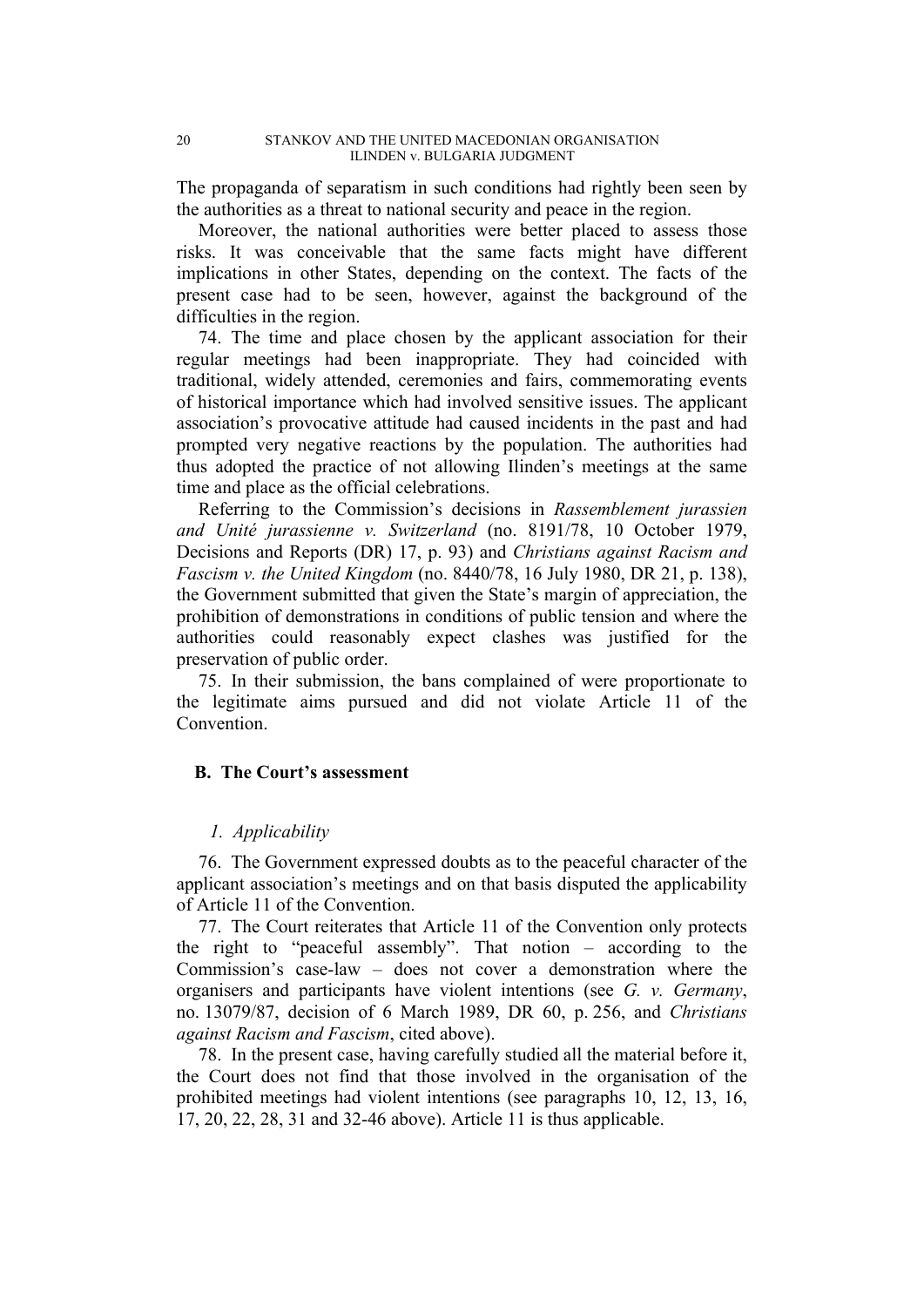The propaganda of separatism in such conditions had rightly been seen by the authorities as a threat to national security and peace in the region.

Moreover, the national authorities were better placed to assess those risks. It was conceivable that the same facts might have different implications in other States, depending on the context. The facts of the present case had to be seen, however, against the background of the difficulties in the region.

74. The time and place chosen by the applicant association for their regular meetings had been inappropriate. They had coincided with traditional, widely attended, ceremonies and fairs, commemorating events of historical importance which had involved sensitive issues. The applicant association's provocative attitude had caused incidents in the past and had prompted very negative reactions by the population. The authorities had thus adopted the practice of not allowing Ilinden's meetings at the same time and place as the official celebrations.

Referring to the Commission's decisions in *Rassemblement jurassien and Unité jurassienne v. Switzerland* (no. 8191/78, 10 October 1979, Decisions and Reports (DR) 17, p. 93) and *Christians against Racism and Fascism v. the United Kingdom* (no. 8440/78, 16 July 1980, DR 21, p. 138), the Government submitted that given the State's margin of appreciation, the prohibition of demonstrations in conditions of public tension and where the authorities could reasonably expect clashes was justified for the preservation of public order.

75. In their submission, the bans complained of were proportionate to the legitimate aims pursued and did not violate Article 11 of the Convention.

## B. The Court's assessment

### *1. Applicability*

76. The Government expressed doubts as to the peaceful character of the applicant association's meetings and on that basis disputed the applicability of Article 11 of the Convention.

77. The Court reiterates that Article 11 of the Convention only protects the right to "peaceful assembly". That notion – according to the Commission's case-law – does not cover a demonstration where the organisers and participants have violent intentions (see *G. v. Germany*, no. 13079/87, decision of 6 March 1989, DR 60, p. 256, and *Christians against Racism and Fascism*, cited above).

78. In the present case, having carefully studied all the material before it, the Court does not find that those involved in the organisation of the prohibited meetings had violent intentions (see paragraphs 10, 12, 13, 16, 17, 20, 22, 28, 31 and 32-46 above). Article 11 is thus applicable.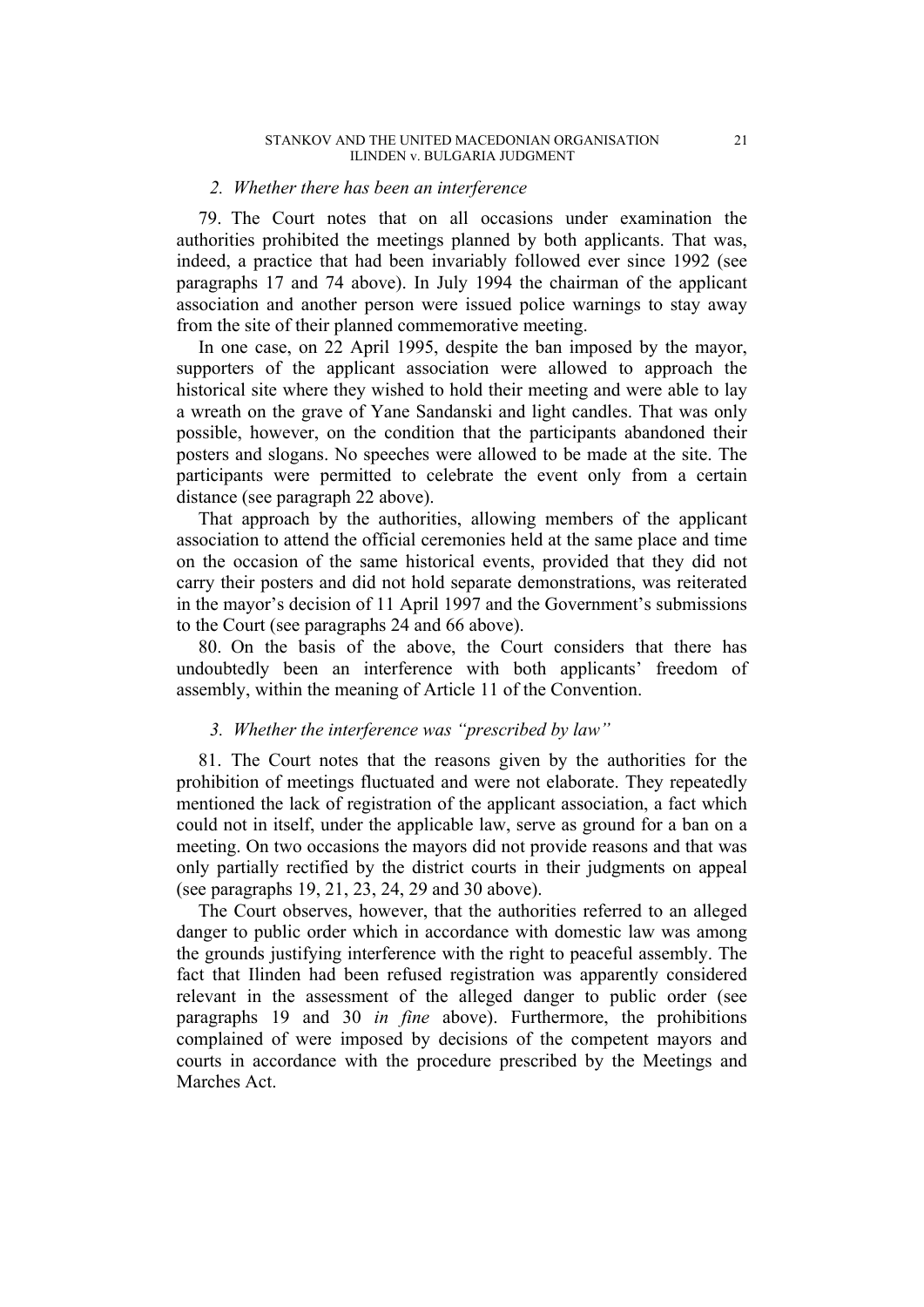### *2. Whether there has been an interference*

79. The Court notes that on all occasions under examination the authorities prohibited the meetings planned by both applicants. That was, indeed, a practice that had been invariably followed ever since 1992 (see paragraphs 17 and 74 above). In July 1994 the chairman of the applicant association and another person were issued police warnings to stay away from the site of their planned commemorative meeting.

In one case, on 22 April 1995, despite the ban imposed by the mayor, supporters of the applicant association were allowed to approach the historical site where they wished to hold their meeting and were able to lay a wreath on the grave of Yane Sandanski and light candles. That was only possible, however, on the condition that the participants abandoned their posters and slogans. No speeches were allowed to be made at the site. The participants were permitted to celebrate the event only from a certain distance (see paragraph 22 above).

That approach by the authorities, allowing members of the applicant association to attend the official ceremonies held at the same place and time on the occasion of the same historical events, provided that they did not carry their posters and did not hold separate demonstrations, was reiterated in the mayor's decision of 11 April 1997 and the Government's submissions to the Court (see paragraphs 24 and 66 above).

80. On the basis of the above, the Court considers that there has undoubtedly been an interference with both applicants' freedom of assembly, within the meaning of Article 11 of the Convention.

### *3. Whether the interference was "prescribed by law"*

81. The Court notes that the reasons given by the authorities for the prohibition of meetings fluctuated and were not elaborate. They repeatedly mentioned the lack of registration of the applicant association, a fact which could not in itself, under the applicable law, serve as ground for a ban on a meeting. On two occasions the mayors did not provide reasons and that was only partially rectified by the district courts in their judgments on appeal (see paragraphs 19, 21, 23, 24, 29 and 30 above).

The Court observes, however, that the authorities referred to an alleged danger to public order which in accordance with domestic law was among the grounds justifying interference with the right to peaceful assembly. The fact that Ilinden had been refused registration was apparently considered relevant in the assessment of the alleged danger to public order (see paragraphs 19 and 30 *in fine* above). Furthermore, the prohibitions complained of were imposed by decisions of the competent mayors and courts in accordance with the procedure prescribed by the Meetings and Marches Act.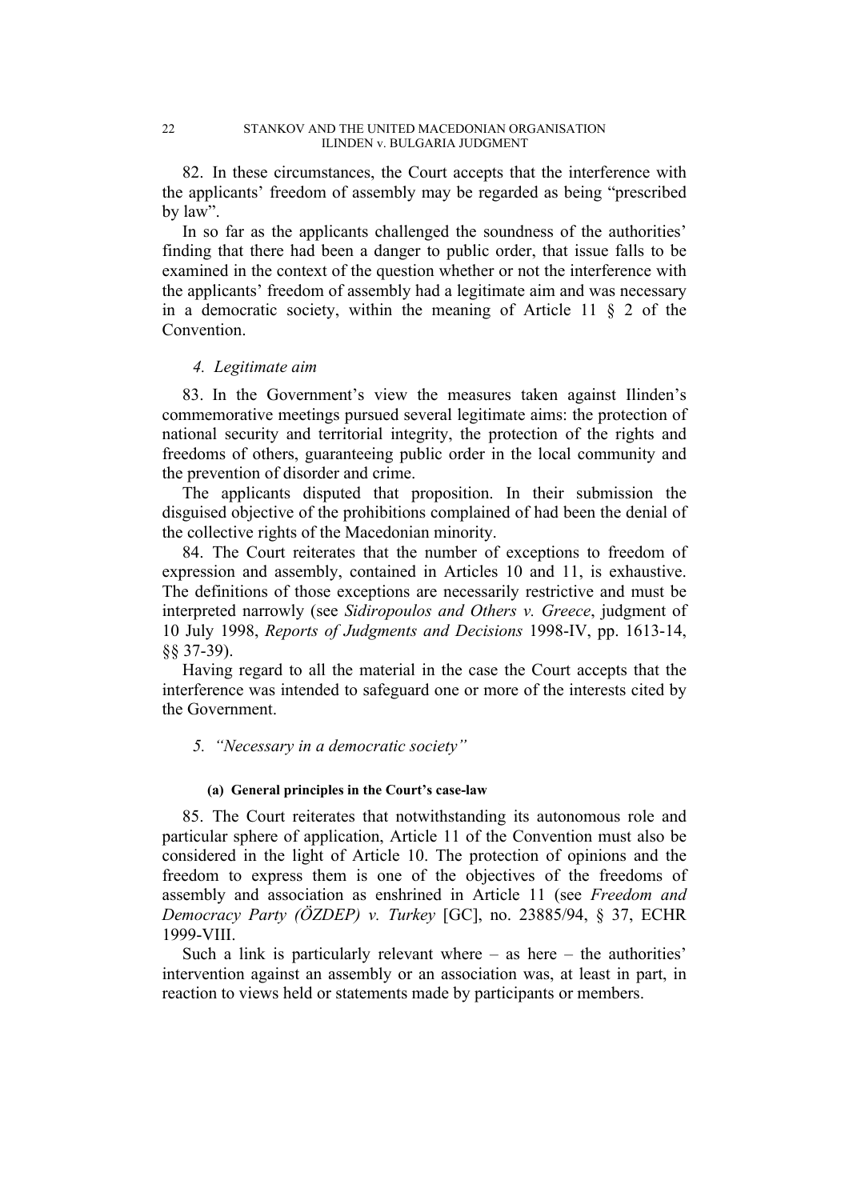82. In these circumstances, the Court accepts that the interference with the applicants' freedom of assembly may be regarded as being "prescribed by law".

In so far as the applicants challenged the soundness of the authorities' finding that there had been a danger to public order, that issue falls to be examined in the context of the question whether or not the interference with the applicants' freedom of assembly had a legitimate aim and was necessary in a democratic society, within the meaning of Article 11 § 2 of the Convention.

### *4. Legitimate aim*

83. In the Government's view the measures taken against Ilinden's commemorative meetings pursued several legitimate aims: the protection of national security and territorial integrity, the protection of the rights and freedoms of others, guaranteeing public order in the local community and the prevention of disorder and crime.

The applicants disputed that proposition. In their submission the disguised objective of the prohibitions complained of had been the denial of the collective rights of the Macedonian minority.

84. The Court reiterates that the number of exceptions to freedom of expression and assembly, contained in Articles 10 and 11, is exhaustive. The definitions of those exceptions are necessarily restrictive and must be interpreted narrowly (see *Sidiropoulos and Others v. Greece*, judgment of 10 July 1998, *Reports of Judgments and Decisions* 1998-IV, pp. 1613-14, §§ 37-39).

Having regard to all the material in the case the Court accepts that the interference was intended to safeguard one or more of the interests cited by the Government.

### *5. "Necessary in a democratic society"*

#### (a) General principles in the Court's case-law

85. The Court reiterates that notwithstanding its autonomous role and particular sphere of application, Article 11 of the Convention must also be considered in the light of Article 10. The protection of opinions and the freedom to express them is one of the objectives of the freedoms of assembly and association as enshrined in Article 11 (see *Freedom and Democracy Party (ÖZDEP) v. Turkey* [GC], no. 23885/94, § 37, ECHR 1999-VIII.

Such a link is particularly relevant where – as here – the authorities' intervention against an assembly or an association was, at least in part, in reaction to views held or statements made by participants or members.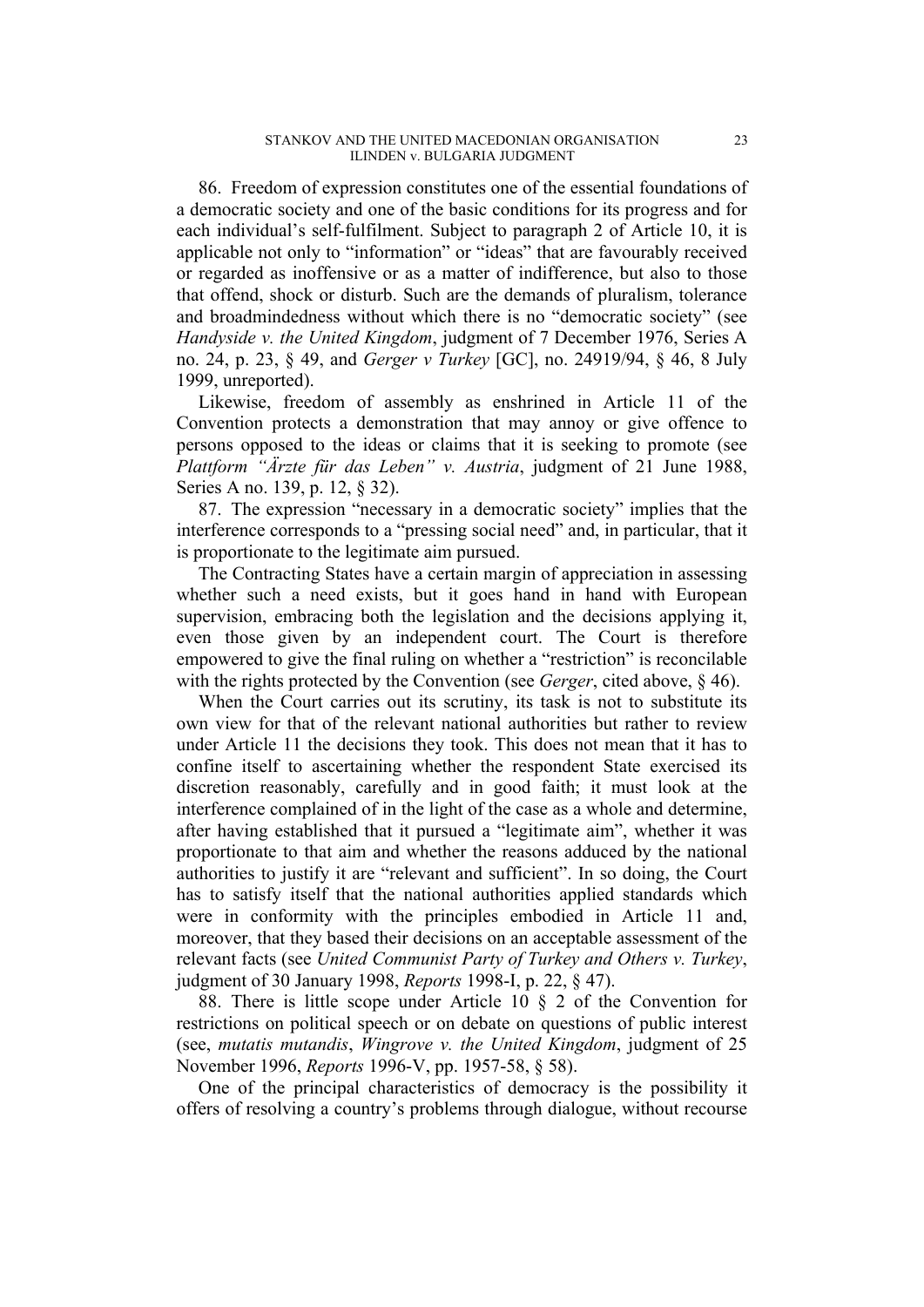86. Freedom of expression constitutes one of the essential foundations of a democratic society and one of the basic conditions for its progress and for each individual's self-fulfilment. Subject to paragraph 2 of Article 10, it is applicable not only to "information" or "ideas" that are favourably received or regarded as inoffensive or as a matter of indifference, but also to those that offend, shock or disturb. Such are the demands of pluralism, tolerance and broadmindedness without which there is no "democratic society" (see *Handyside v. the United Kingdom*, judgment of 7 December 1976, Series A no. 24, p. 23, § 49, and *Gerger v Turkey* [GC], no. 24919/94, § 46, 8 July 1999, unreported).

Likewise, freedom of assembly as enshrined in Article 11 of the Convention protects a demonstration that may annoy or give offence to persons opposed to the ideas or claims that it is seeking to promote (see *Plattform "Ärzte für das Leben" v. Austria*, judgment of 21 June 1988, Series A no. 139, p. 12, § 32).

87. The expression "necessary in a democratic society" implies that the interference corresponds to a "pressing social need" and, in particular, that it is proportionate to the legitimate aim pursued.

The Contracting States have a certain margin of appreciation in assessing whether such a need exists, but it goes hand in hand with European supervision, embracing both the legislation and the decisions applying it, even those given by an independent court. The Court is therefore empowered to give the final ruling on whether a "restriction" is reconcilable with the rights protected by the Convention (see *Gerger*, cited above, § 46).

When the Court carries out its scrutiny, its task is not to substitute its own view for that of the relevant national authorities but rather to review under Article 11 the decisions they took. This does not mean that it has to confine itself to ascertaining whether the respondent State exercised its discretion reasonably, carefully and in good faith; it must look at the interference complained of in the light of the case as a whole and determine, after having established that it pursued a "legitimate aim", whether it was proportionate to that aim and whether the reasons adduced by the national authorities to justify it are "relevant and sufficient". In so doing, the Court has to satisfy itself that the national authorities applied standards which were in conformity with the principles embodied in Article 11 and, moreover, that they based their decisions on an acceptable assessment of the relevant facts (see *United Communist Party of Turkey and Others v. Turkey*, judgment of 30 January 1998, *Reports* 1998-I, p. 22, § 47).

88. There is little scope under Article 10 § 2 of the Convention for restrictions on political speech or on debate on questions of public interest (see, *mutatis mutandis*, *Wingrove v. the United Kingdom*, judgment of 25 November 1996, *Reports* 1996-V, pp. 1957-58, § 58).

One of the principal characteristics of democracy is the possibility it offers of resolving a country's problems through dialogue, without recourse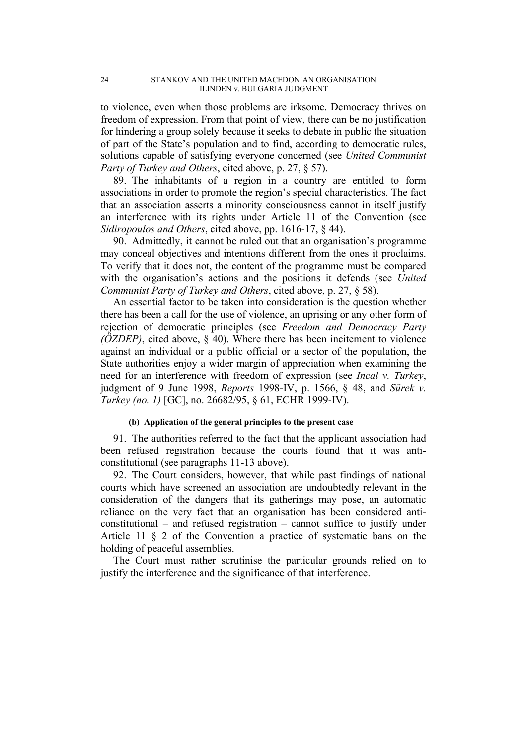to violence, even when those problems are irksome. Democracy thrives on freedom of expression. From that point of view, there can be no justification for hindering a group solely because it seeks to debate in public the situation of part of the State's population and to find, according to democratic rules, solutions capable of satisfying everyone concerned (see *United Communist Party of Turkey and Others*, cited above, p. 27, § 57).

89. The inhabitants of a region in a country are entitled to form associations in order to promote the region's special characteristics. The fact that an association asserts a minority consciousness cannot in itself justify an interference with its rights under Article 11 of the Convention (see *Sidiropoulos and Others*, cited above, pp. 1616-17, § 44).

90. Admittedly, it cannot be ruled out that an organisation's programme may conceal objectives and intentions different from the ones it proclaims. To verify that it does not, the content of the programme must be compared with the organisation's actions and the positions it defends (see *United Communist Party of Turkey and Others*, cited above, p. 27, § 58).

An essential factor to be taken into consideration is the question whether there has been a call for the use of violence, an uprising or any other form of rejection of democratic principles (see *Freedom and Democracy Party (ÖZDEP)*, cited above, § 40). Where there has been incitement to violence against an individual or a public official or a sector of the population, the State authorities enjoy a wider margin of appreciation when examining the need for an interference with freedom of expression (see *Incal v. Turkey*, judgment of 9 June 1998, *Reports* 1998-IV, p. 1566, § 48, and *Sürek v. Turkey (no. 1)* [GC], no. 26682/95, § 61, ECHR 1999-IV).

#### (b) Application of the general principles to the present case

91. The authorities referred to the fact that the applicant association had been refused registration because the courts found that it was anti-constitutional (see paragraphs 11-13 above).

92. The Court considers, however, that while past findings of national courts which have screened an association are undoubtedly relevant in the consideration of the dangers that its gatherings may pose, an automatic reliance on the very fact that an organisation has been considered anti-constitutional – and refused registration – cannot suffice to justify under Article 11 § 2 of the Convention a practice of systematic bans on the holding of peaceful assemblies.

The Court must rather scrutinise the particular grounds relied on to justify the interference and the significance of that interference.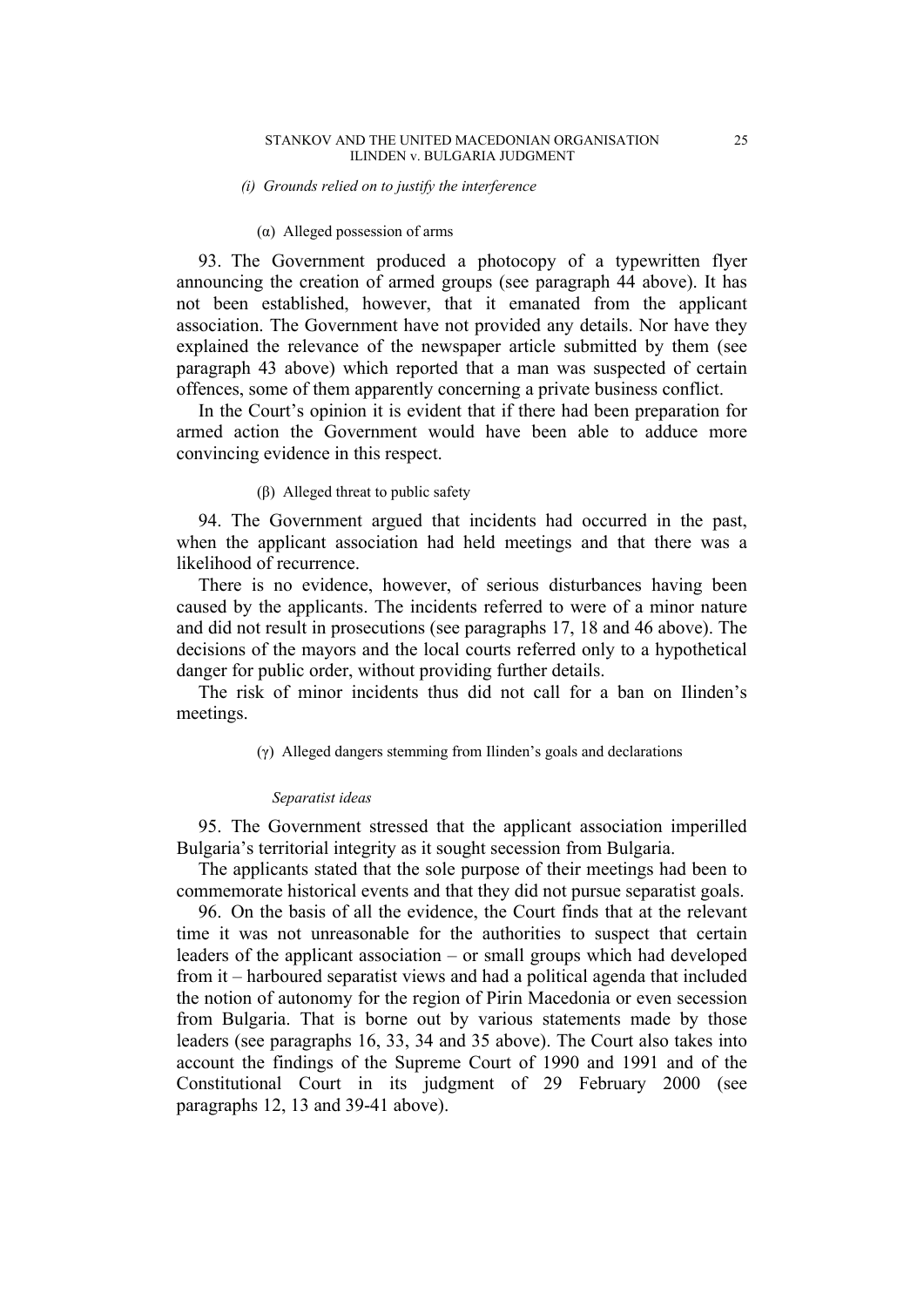*(i) Grounds relied on to justify the interference*

(α) Alleged possession of arms

93. The Government produced a photocopy of a typewritten flyer announcing the creation of armed groups (see paragraph 44 above). It has not been established, however, that it emanated from the applicant association. The Government have not provided any details. Nor have they explained the relevance of the newspaper article submitted by them (see paragraph 43 above) which reported that a man was suspected of certain offences, some of them apparently concerning a private business conflict.

In the Court's opinion it is evident that if there had been preparation for armed action the Government would have been able to adduce more convincing evidence in this respect.

(β) Alleged threat to public safety

94. The Government argued that incidents had occurred in the past, when the applicant association had held meetings and that there was a likelihood of recurrence.

There is no evidence, however, of serious disturbances having been caused by the applicants. The incidents referred to were of a minor nature and did not result in prosecutions (see paragraphs 17, 18 and 46 above). The decisions of the mayors and the local courts referred only to a hypothetical danger for public order, without providing further details.

The risk of minor incidents thus did not call for a ban on Ilinden's meetings.

(γ) Alleged dangers stemming from Ilinden's goals and declarations

*Separatist ideas*

95. The Government stressed that the applicant association imperilled Bulgaria's territorial integrity as it sought secession from Bulgaria.

The applicants stated that the sole purpose of their meetings had been to commemorate historical events and that they did not pursue separatist goals.

96. On the basis of all the evidence, the Court finds that at the relevant time it was not unreasonable for the authorities to suspect that certain leaders of the applicant association – or small groups which had developed from it – harboured separatist views and had a political agenda that included the notion of autonomy for the region of Pirin Macedonia or even secession from Bulgaria. That is borne out by various statements made by those leaders (see paragraphs 16, 33, 34 and 35 above). The Court also takes into account the findings of the Supreme Court of 1990 and 1991 and of the Constitutional Court in its judgment of 29 February 2000 (see paragraphs 12, 13 and 39-41 above).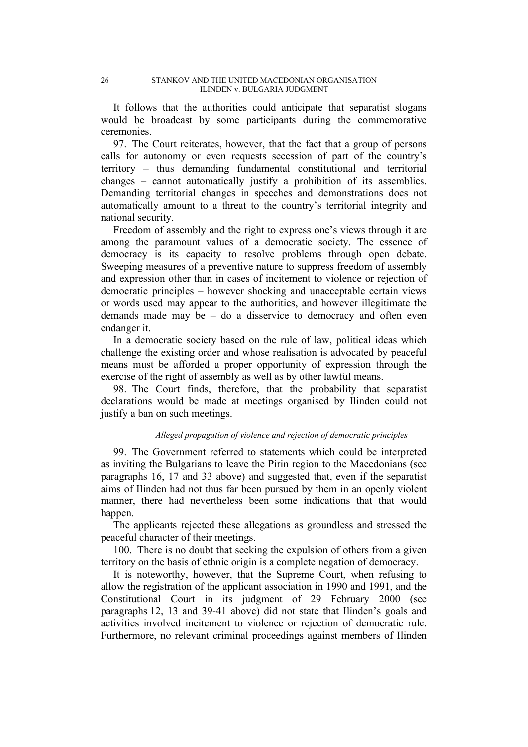It follows that the authorities could anticipate that separatist slogans would be broadcast by some participants during the commemorative ceremonies.

97. The Court reiterates, however, that the fact that a group of persons calls for autonomy or even requests secession of part of the country's territory – thus demanding fundamental constitutional and territorial changes – cannot automatically justify a prohibition of its assemblies. Demanding territorial changes in speeches and demonstrations does not automatically amount to a threat to the country's territorial integrity and national security.

Freedom of assembly and the right to express one's views through it are among the paramount values of a democratic society. The essence of democracy is its capacity to resolve problems through open debate. Sweeping measures of a preventive nature to suppress freedom of assembly and expression other than in cases of incitement to violence or rejection of democratic principles – however shocking and unacceptable certain views or words used may appear to the authorities, and however illegitimate the demands made may be – do a disservice to democracy and often even endanger it.

In a democratic society based on the rule of law, political ideas which challenge the existing order and whose realisation is advocated by peaceful means must be afforded a proper opportunity of expression through the exercise of the right of assembly as well as by other lawful means.

98. The Court finds, therefore, that the probability that separatist declarations would be made at meetings organised by Ilinden could not justify a ban on such meetings.

*Alleged propagation of violence and rejection of democratic principles*

99. The Government referred to statements which could be interpreted as inviting the Bulgarians to leave the Pirin region to the Macedonians (see paragraphs 16, 17 and 33 above) and suggested that, even if the separatist aims of Ilinden had not thus far been pursued by them in an openly violent manner, there had nevertheless been some indications that that would happen.

The applicants rejected these allegations as groundless and stressed the peaceful character of their meetings.

100. There is no doubt that seeking the expulsion of others from a given territory on the basis of ethnic origin is a complete negation of democracy.

It is noteworthy, however, that the Supreme Court, when refusing to allow the registration of the applicant association in 1990 and 1991, and the Constitutional Court in its judgment of 29 February 2000 (see paragraphs 12, 13 and 39-41 above) did not state that Ilinden's goals and activities involved incitement to violence or rejection of democratic rule. Furthermore, no relevant criminal proceedings against members of Ilinden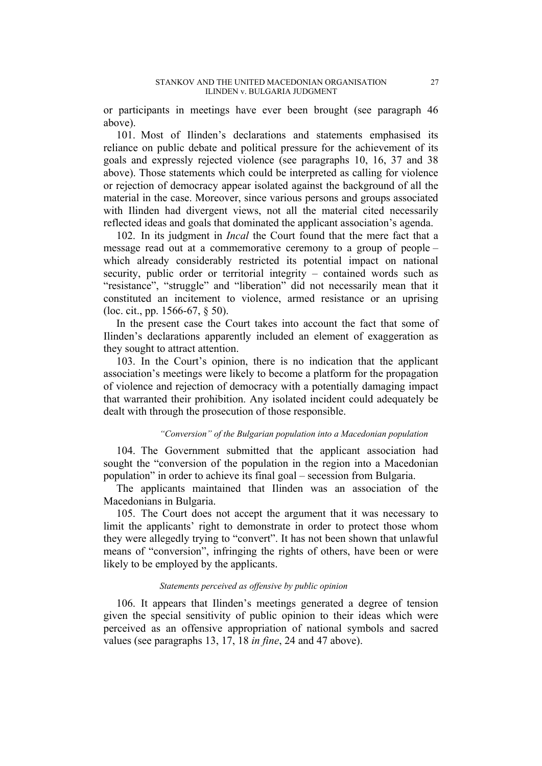or participants in meetings have ever been brought (see paragraph 46 above).

101. Most of Ilinden's declarations and statements emphasised its reliance on public debate and political pressure for the achievement of its goals and expressly rejected violence (see paragraphs 10, 16, 37 and 38 above). Those statements which could be interpreted as calling for violence or rejection of democracy appear isolated against the background of all the material in the case. Moreover, since various persons and groups associated with Ilinden had divergent views, not all the material cited necessarily reflected ideas and goals that dominated the applicant association's agenda.

102. In its judgment in *Incal* the Court found that the mere fact that a message read out at a commemorative ceremony to a group of people – which already considerably restricted its potential impact on national security, public order or territorial integrity – contained words such as "resistance", "struggle" and "liberation" did not necessarily mean that it constituted an incitement to violence, armed resistance or an uprising (loc. cit., pp. 1566-67, § 50).

In the present case the Court takes into account the fact that some of Ilinden's declarations apparently included an element of exaggeration as they sought to attract attention.

103. In the Court's opinion, there is no indication that the applicant association's meetings were likely to become a platform for the propagation of violence and rejection of democracy with a potentially damaging impact that warranted their prohibition. Any isolated incident could adequately be dealt with through the prosecution of those responsible.

*"Conversion" of the Bulgarian population into a Macedonian population*

104. The Government submitted that the applicant association had sought the "conversion of the population in the region into a Macedonian population" in order to achieve its final goal – secession from Bulgaria.

The applicants maintained that Ilinden was an association of the Macedonians in Bulgaria.

105. The Court does not accept the argument that it was necessary to limit the applicants' right to demonstrate in order to protect those whom they were allegedly trying to "convert". It has not been shown that unlawful means of "conversion", infringing the rights of others, have been or were likely to be employed by the applicants.

*Statements perceived as offensive by public opinion*

106. It appears that Ilinden's meetings generated a degree of tension given the special sensitivity of public opinion to their ideas which were perceived as an offensive appropriation of national symbols and sacred values (see paragraphs 13, 17, 18 *in fine*, 24 and 47 above).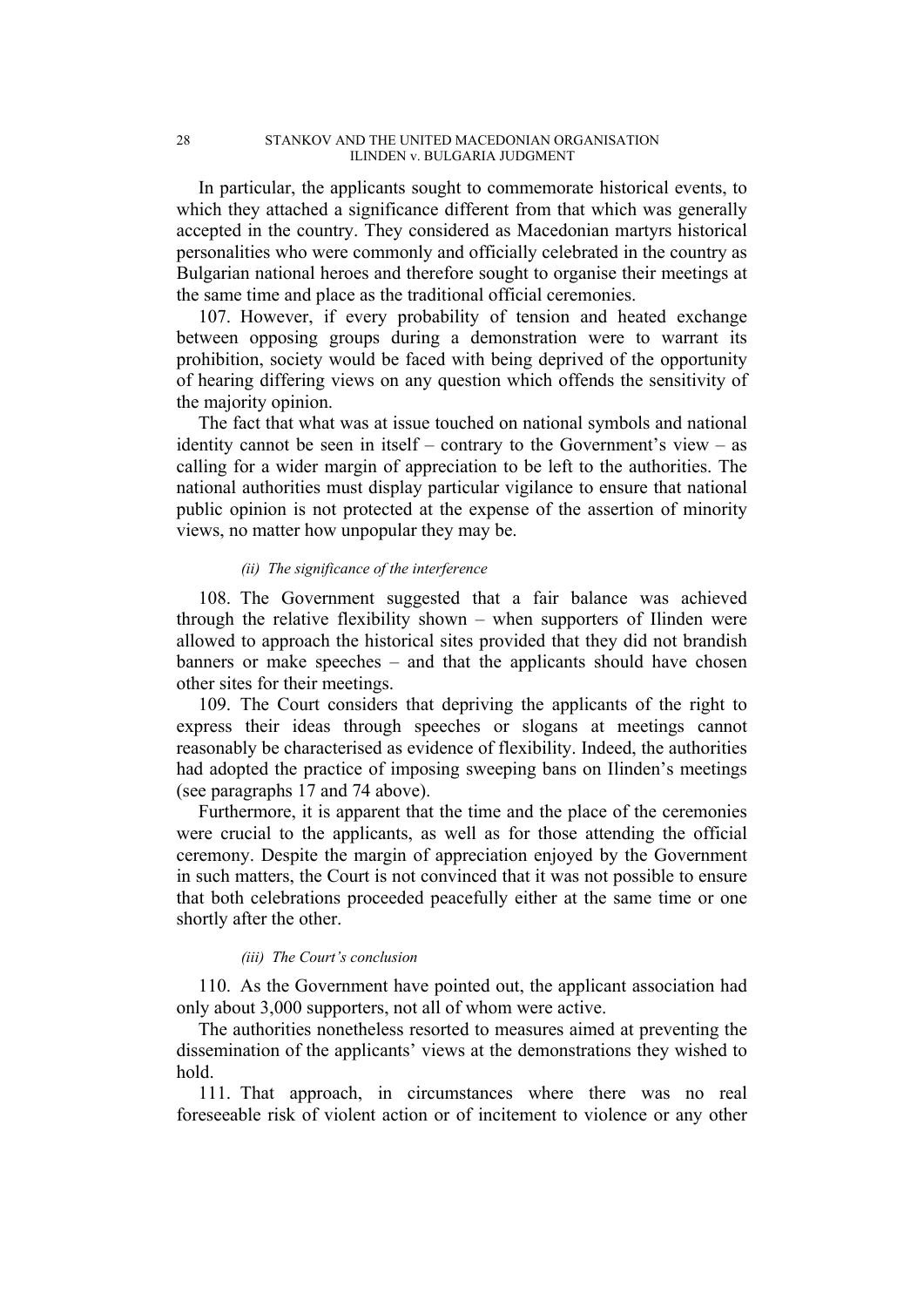In particular, the applicants sought to commemorate historical events, to which they attached a significance different from that which was generally accepted in the country. They considered as Macedonian martyrs historical personalities who were commonly and officially celebrated in the country as Bulgarian national heroes and therefore sought to organise their meetings at the same time and place as the traditional official ceremonies.

107. However, if every probability of tension and heated exchange between opposing groups during a demonstration were to warrant its prohibition, society would be faced with being deprived of the opportunity of hearing differing views on any question which offends the sensitivity of the majority opinion.

The fact that what was at issue touched on national symbols and national identity cannot be seen in itself – contrary to the Government's view – as calling for a wider margin of appreciation to be left to the authorities. The national authorities must display particular vigilance to ensure that national public opinion is not protected at the expense of the assertion of minority views, no matter how unpopular they may be.

*(ii) The significance of the interference*

108. The Government suggested that a fair balance was achieved through the relative flexibility shown – when supporters of Ilinden were allowed to approach the historical sites provided that they did not brandish banners or make speeches – and that the applicants should have chosen other sites for their meetings.

109. The Court considers that depriving the applicants of the right to express their ideas through speeches or slogans at meetings cannot reasonably be characterised as evidence of flexibility. Indeed, the authorities had adopted the practice of imposing sweeping bans on Ilinden's meetings (see paragraphs 17 and 74 above).

Furthermore, it is apparent that the time and the place of the ceremonies were crucial to the applicants, as well as for those attending the official ceremony. Despite the margin of appreciation enjoyed by the Government in such matters, the Court is not convinced that it was not possible to ensure that both celebrations proceeded peacefully either at the same time or one shortly after the other.

*(iii) The Court's conclusion*

110. As the Government have pointed out, the applicant association had only about 3,000 supporters, not all of whom were active.

The authorities nonetheless resorted to measures aimed at preventing the dissemination of the applicants' views at the demonstrations they wished to hold.

111. That approach, in circumstances where there was no real foreseeable risk of violent action or of incitement to violence or any other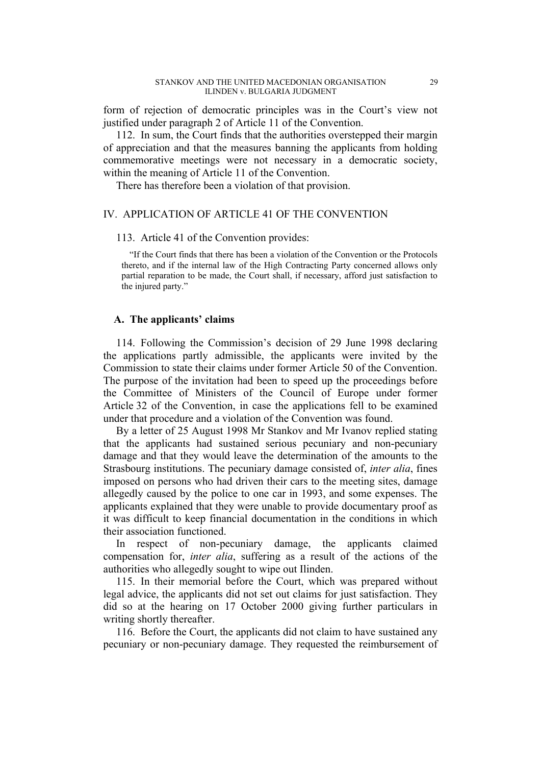form of rejection of democratic principles was in the Court's view not justified under paragraph 2 of Article 11 of the Convention.

112. In sum, the Court finds that the authorities overstepped their margin of appreciation and that the measures banning the applicants from holding commemorative meetings were not necessary in a democratic society, within the meaning of Article 11 of the Convention.

There has therefore been a violation of that provision.

## IV. APPLICATION OF ARTICLE 41 OF THE CONVENTION

113. Article 41 of the Convention provides:

> "If the Court finds that there has been a violation of the Convention or the Protocols thereto, and if the internal law of the High Contracting Party concerned allows only partial reparation to be made, the Court shall, if necessary, afford just satisfaction to the injured party."

### A. The applicants' claims

114. Following the Commission's decision of 29 June 1998 declaring the applications partly admissible, the applicants were invited by the Commission to state their claims under former Article 50 of the Convention. The purpose of the invitation had been to speed up the proceedings before the Committee of Ministers of the Council of Europe under former Article 32 of the Convention, in case the applications fell to be examined under that procedure and a violation of the Convention was found.

By a letter of 25 August 1998 Mr Stankov and Mr Ivanov replied stating that the applicants had sustained serious pecuniary and non-pecuniary damage and that they would leave the determination of the amounts to the Strasbourg institutions. The pecuniary damage consisted of, *inter alia*, fines imposed on persons who had driven their cars to the meeting sites, damage allegedly caused by the police to one car in 1993, and some expenses. The applicants explained that they were unable to provide documentary proof as it was difficult to keep financial documentation in the conditions in which their association functioned.

In respect of non-pecuniary damage, the applicants claimed compensation for, *inter alia*, suffering as a result of the actions of the authorities who allegedly sought to wipe out Ilinden.

115. In their memorial before the Court, which was prepared without legal advice, the applicants did not set out claims for just satisfaction. They did so at the hearing on 17 October 2000 giving further particulars in writing shortly thereafter.

116. Before the Court, the applicants did not claim to have sustained any pecuniary or non-pecuniary damage. They requested the reimbursement of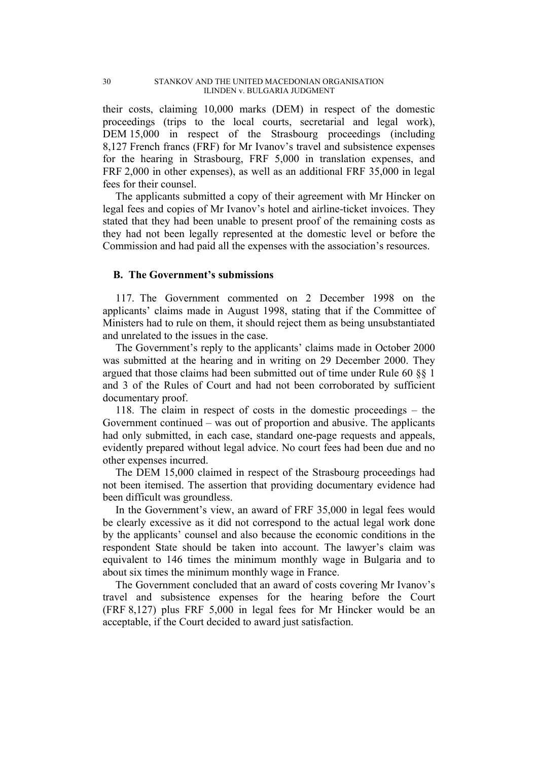their costs, claiming 10,000 marks (DEM) in respect of the domestic proceedings (trips to the local courts, secretarial and legal work), DEM 15,000 in respect of the Strasbourg proceedings (including 8,127 French francs (FRF) for Mr Ivanov's travel and subsistence expenses for the hearing in Strasbourg, FRF 5,000 in translation expenses, and FRF 2,000 in other expenses), as well as an additional FRF 35,000 in legal fees for their counsel.

The applicants submitted a copy of their agreement with Mr Hincker on legal fees and copies of Mr Ivanov's hotel and airline-ticket invoices. They stated that they had been unable to present proof of the remaining costs as they had not been legally represented at the domestic level or before the Commission and had paid all the expenses with the association's resources.

## B. The Government's submissions

117. The Government commented on 2 December 1998 on the applicants' claims made in August 1998, stating that if the Committee of Ministers had to rule on them, it should reject them as being unsubstantiated and unrelated to the issues in the case.

The Government's reply to the applicants' claims made in October 2000 was submitted at the hearing and in writing on 29 December 2000. They argued that those claims had been submitted out of time under Rule 60 §§ 1 and 3 of the Rules of Court and had not been corroborated by sufficient documentary proof.

118. The claim in respect of costs in the domestic proceedings – the Government continued – was out of proportion and abusive. The applicants had only submitted, in each case, standard one-page requests and appeals, evidently prepared without legal advice. No court fees had been due and no other expenses incurred.

The DEM 15,000 claimed in respect of the Strasbourg proceedings had not been itemised. The assertion that providing documentary evidence had been difficult was groundless.

In the Government's view, an award of FRF 35,000 in legal fees would be clearly excessive as it did not correspond to the actual legal work done by the applicants' counsel and also because the economic conditions in the respondent State should be taken into account. The lawyer's claim was equivalent to 146 times the minimum monthly wage in Bulgaria and to about six times the minimum monthly wage in France.

The Government concluded that an award of costs covering Mr Ivanov's travel and subsistence expenses for the hearing before the Court (FRF 8,127) plus FRF 5,000 in legal fees for Mr Hincker would be an acceptable, if the Court decided to award just satisfaction.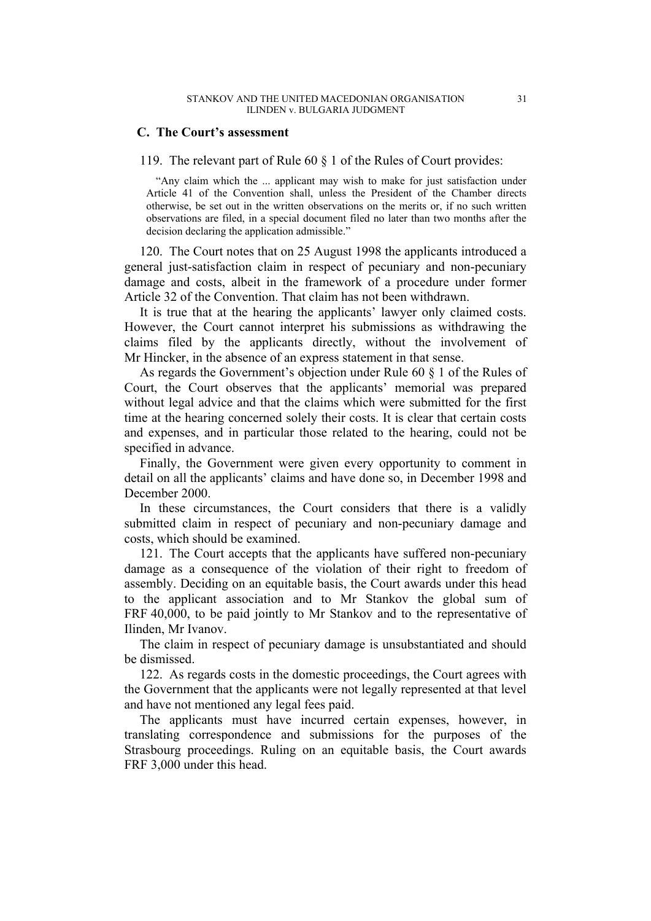## C. The Court's assessment

119. The relevant part of Rule 60 § 1 of the Rules of Court provides:

> "Any claim which the ... applicant may wish to make for just satisfaction under Article 41 of the Convention shall, unless the President of the Chamber directs otherwise, be set out in the written observations on the merits or, if no such written observations are filed, in a special document filed no later than two months after the decision declaring the application admissible."

120. The Court notes that on 25 August 1998 the applicants introduced a general just-satisfaction claim in respect of pecuniary and non-pecuniary damage and costs, albeit in the framework of a procedure under former Article 32 of the Convention. That claim has not been withdrawn.

It is true that at the hearing the applicants' lawyer only claimed costs. However, the Court cannot interpret his submissions as withdrawing the claims filed by the applicants directly, without the involvement of Mr Hincker, in the absence of an express statement in that sense.

As regards the Government's objection under Rule 60 § 1 of the Rules of Court, the Court observes that the applicants' memorial was prepared without legal advice and that the claims which were submitted for the first time at the hearing concerned solely their costs. It is clear that certain costs and expenses, and in particular those related to the hearing, could not be specified in advance.

Finally, the Government were given every opportunity to comment in detail on all the applicants' claims and have done so, in December 1998 and December 2000.

In these circumstances, the Court considers that there is a validly submitted claim in respect of pecuniary and non-pecuniary damage and costs, which should be examined.

121. The Court accepts that the applicants have suffered non-pecuniary damage as a consequence of the violation of their right to freedom of assembly. Deciding on an equitable basis, the Court awards under this head to the applicant association and to Mr Stankov the global sum of FRF 40,000, to be paid jointly to Mr Stankov and to the representative of Ilinden, Mr Ivanov.

The claim in respect of pecuniary damage is unsubstantiated and should be dismissed.

122. As regards costs in the domestic proceedings, the Court agrees with the Government that the applicants were not legally represented at that level and have not mentioned any legal fees paid.

The applicants must have incurred certain expenses, however, in translating correspondence and submissions for the purposes of the Strasbourg proceedings. Ruling on an equitable basis, the Court awards FRF 3,000 under this head.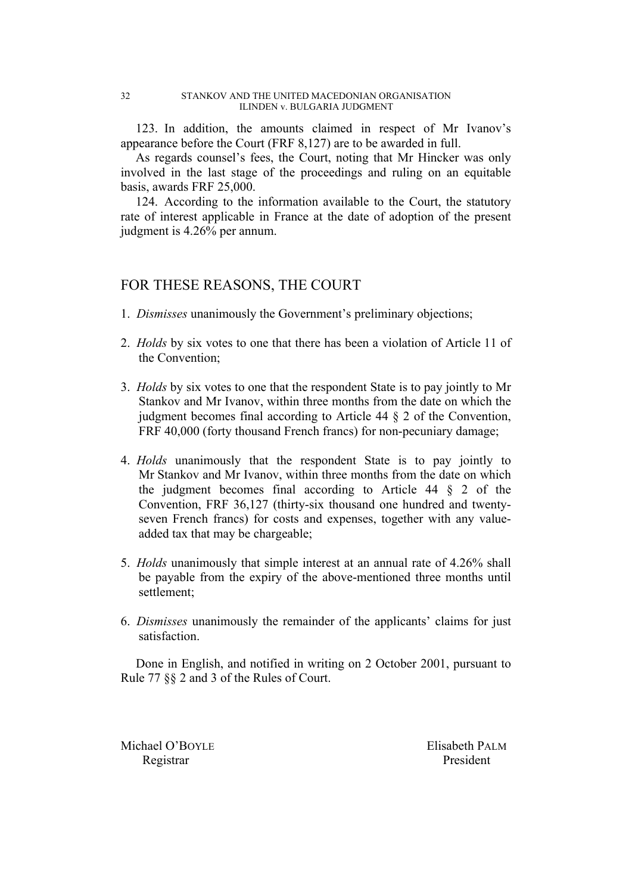123. In addition, the amounts claimed in respect of Mr Ivanov's appearance before the Court (FRF 8,127) are to be awarded in full.

As regards counsel's fees, the Court, noting that Mr Hincker was only involved in the last stage of the proceedings and ruling on an equitable basis, awards FRF 25,000.

124. According to the information available to the Court, the statutory rate of interest applicable in France at the date of adoption of the present judgment is 4.26% per annum.

## FOR THESE REASONS, THE COURT

1. *Dismisses* unanimously the Government's preliminary objections;

2. *Holds* by six votes to one that there has been a violation of Article 11 of the Convention;

3. *Holds* by six votes to one that the respondent State is to pay jointly to Mr Stankov and Mr Ivanov, within three months from the date on which the judgment becomes final according to Article 44 § 2 of the Convention, FRF 40,000 (forty thousand French francs) for non-pecuniary damage;

4. *Holds* unanimously that the respondent State is to pay jointly to Mr Stankov and Mr Ivanov, within three months from the date on which the judgment becomes final according to Article 44 § 2 of the Convention, FRF 36,127 (thirty-six thousand one hundred and twenty-seven French francs) for costs and expenses, together with any value-added tax that may be chargeable;

5. *Holds* unanimously that simple interest at an annual rate of 4.26% shall be payable from the expiry of the above-mentioned three months until settlement;

6. *Dismisses* unanimously the remainder of the applicants' claims for just satisfaction.

Done in English, and notified in writing on 2 October 2001, pursuant to Rule 77 §§ 2 and 3 of the Rules of Court.

Michael O'BOYLE
Registrar

Elisabeth PALM
President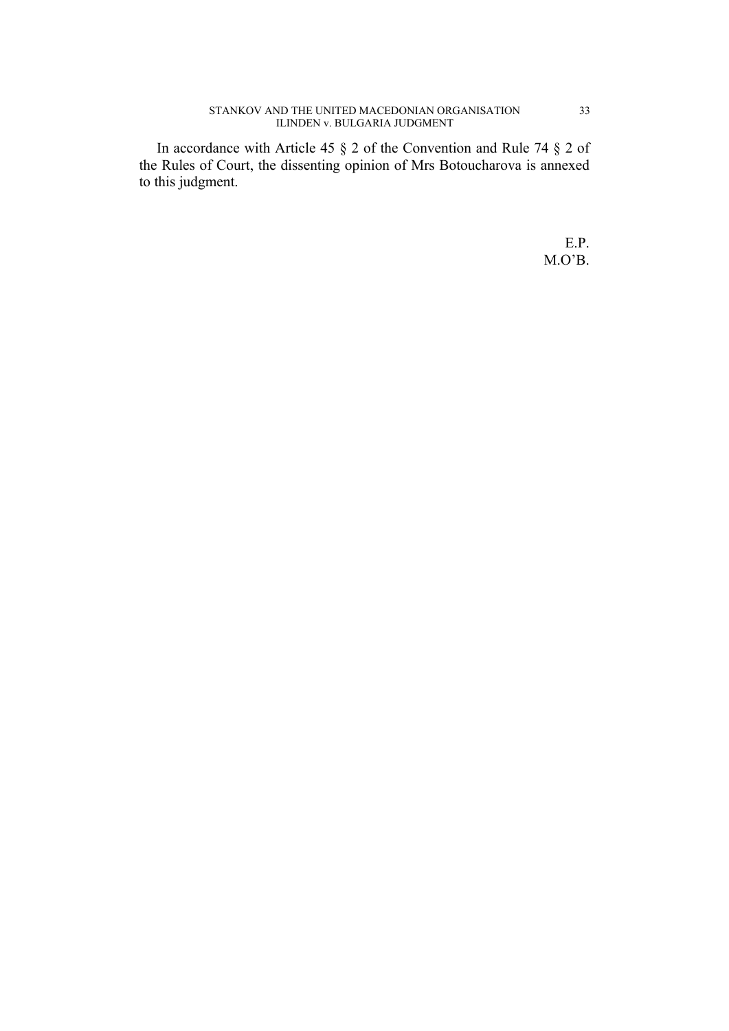In accordance with Article 45 § 2 of the Convention and Rule 74 § 2 of the Rules of Court, the dissenting opinion of Mrs Botoucharova is annexed to this judgment.

E.P.
M.O'B.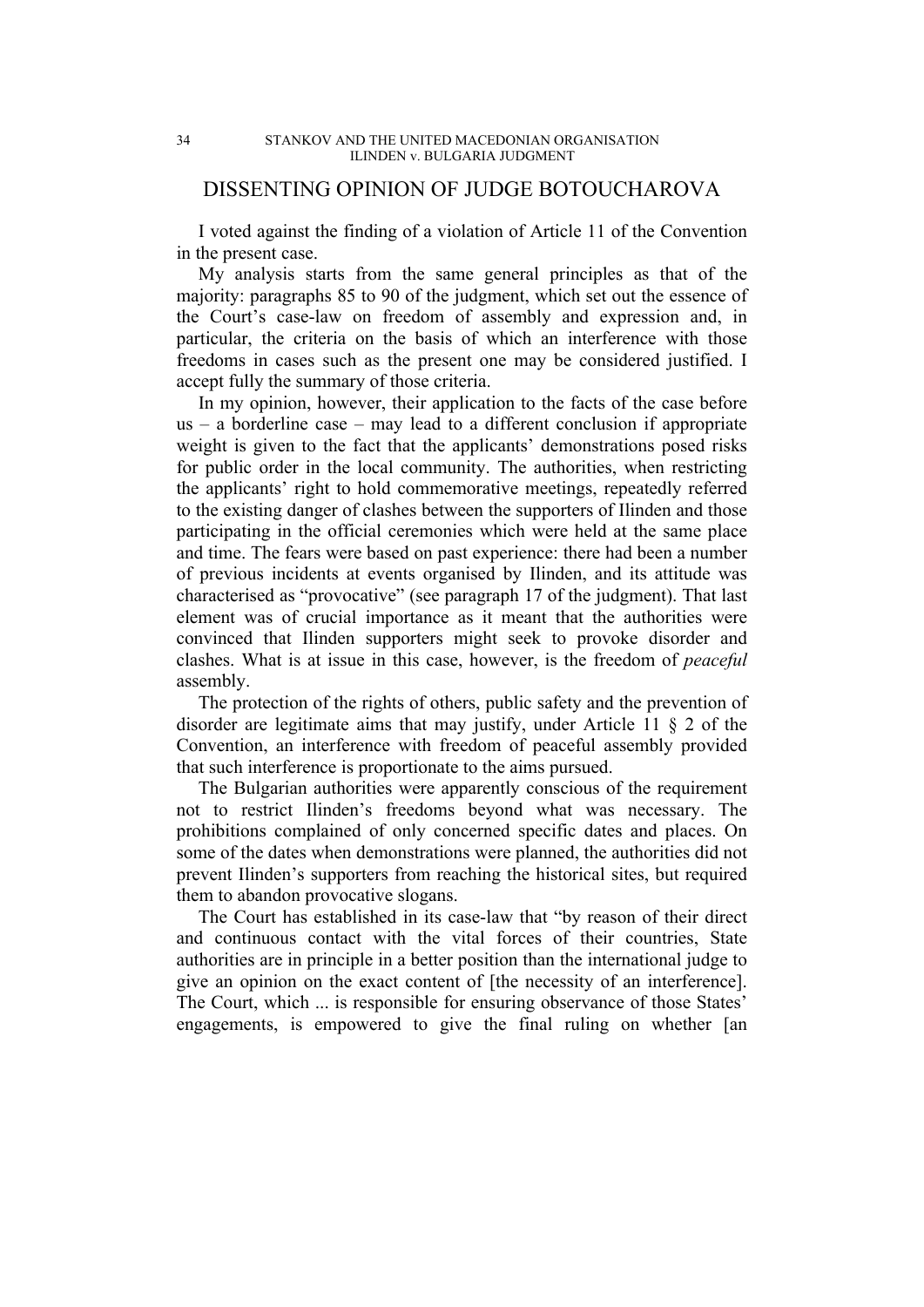# DISSENTING OPINION OF JUDGE BOTOUCHAROVA

I voted against the finding of a violation of Article 11 of the Convention in the present case.

My analysis starts from the same general principles as that of the majority: paragraphs 85 to 90 of the judgment, which set out the essence of the Court's case-law on freedom of assembly and expression and, in particular, the criteria on the basis of which an interference with those freedoms in cases such as the present one may be considered justified. I accept fully the summary of those criteria.

In my opinion, however, their application to the facts of the case before us – a borderline case – may lead to a different conclusion if appropriate weight is given to the fact that the applicants' demonstrations posed risks for public order in the local community. The authorities, when restricting the applicants' right to hold commemorative meetings, repeatedly referred to the existing danger of clashes between the supporters of Ilinden and those participating in the official ceremonies which were held at the same place and time. The fears were based on past experience: there had been a number of previous incidents at events organised by Ilinden, and its attitude was characterised as "provocative" (see paragraph 17 of the judgment). That last element was of crucial importance as it meant that the authorities were convinced that Ilinden supporters might seek to provoke disorder and clashes. What is at issue in this case, however, is the freedom of *peaceful* assembly.

The protection of the rights of others, public safety and the prevention of disorder are legitimate aims that may justify, under Article 11 § 2 of the Convention, an interference with freedom of peaceful assembly provided that such interference is proportionate to the aims pursued.

The Bulgarian authorities were apparently conscious of the requirement not to restrict Ilinden's freedoms beyond what was necessary. The prohibitions complained of only concerned specific dates and places. On some of the dates when demonstrations were planned, the authorities did not prevent Ilinden's supporters from reaching the historical sites, but required them to abandon provocative slogans.

The Court has established in its case-law that "by reason of their direct and continuous contact with the vital forces of their countries, State authorities are in principle in a better position than the international judge to give an opinion on the exact content of [the necessity of an interference]. The Court, which ... is responsible for ensuring observance of those States' engagements, is empowered to give the final ruling on whether [an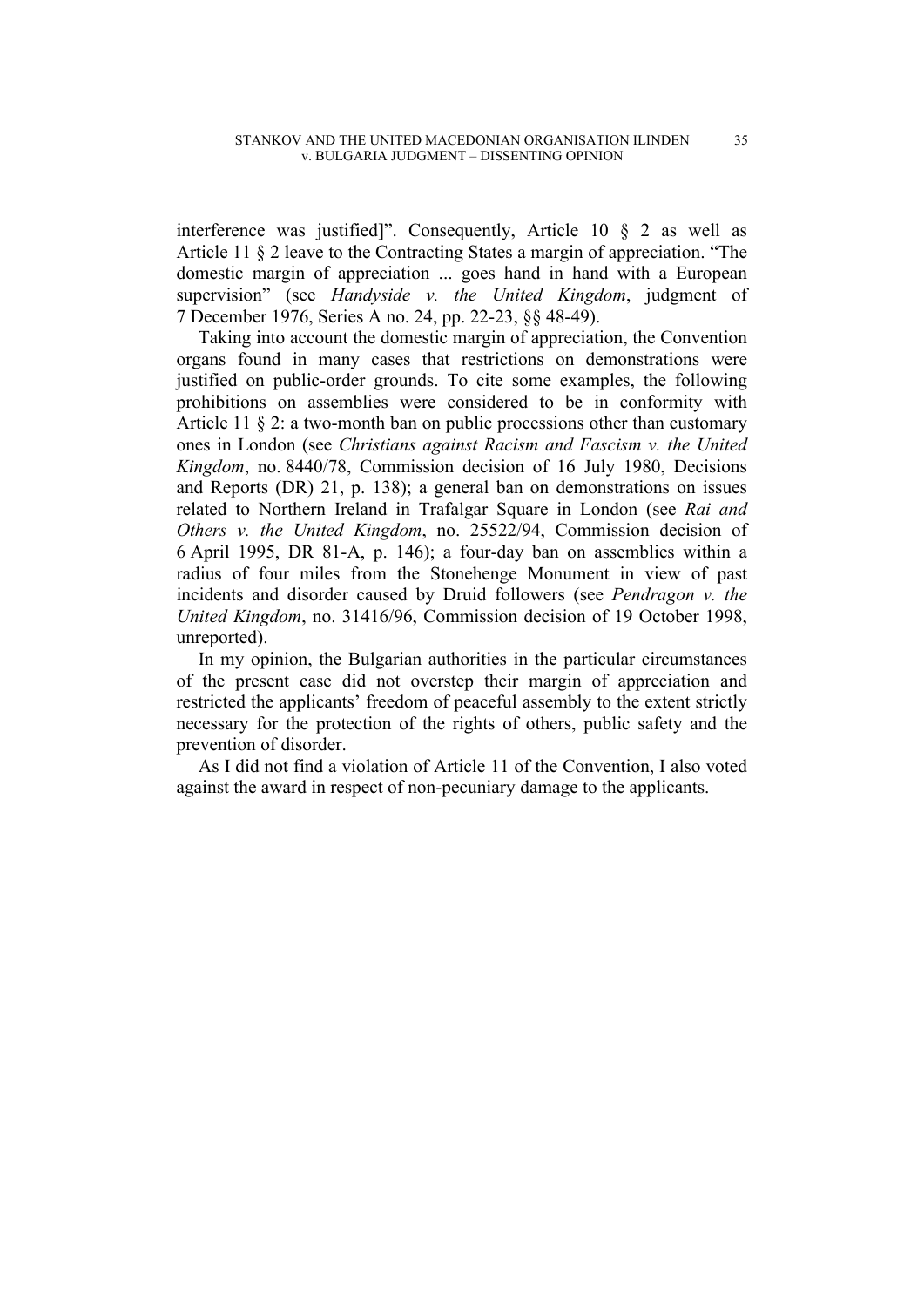interference was justified]". Consequently, Article 10 § 2 as well as Article 11 § 2 leave to the Contracting States a margin of appreciation. "The domestic margin of appreciation ... goes hand in hand with a European supervision" (see *Handyside v. the United Kingdom*, judgment of 7 December 1976, Series A no. 24, pp. 22-23, §§ 48-49).

Taking into account the domestic margin of appreciation, the Convention organs found in many cases that restrictions on demonstrations were justified on public-order grounds. To cite some examples, the following prohibitions on assemblies were considered to be in conformity with Article 11 § 2: a two-month ban on public processions other than customary ones in London (see *Christians against Racism and Fascism v. the United Kingdom*, no. 8440/78, Commission decision of 16 July 1980, Decisions and Reports (DR) 21, p. 138); a general ban on demonstrations on issues related to Northern Ireland in Trafalgar Square in London (see *Rai and Others v. the United Kingdom*, no. 25522/94, Commission decision of 6 April 1995, DR 81-A, p. 146); a four-day ban on assemblies within a radius of four miles from the Stonehenge Monument in view of past incidents and disorder caused by Druid followers (see *Pendragon v. the United Kingdom*, no. 31416/96, Commission decision of 19 October 1998, unreported).

In my opinion, the Bulgarian authorities in the particular circumstances of the present case did not overstep their margin of appreciation and restricted the applicants' freedom of peaceful assembly to the extent strictly necessary for the protection of the rights of others, public safety and the prevention of disorder.

As I did not find a violation of Article 11 of the Convention, I also voted against the award in respect of non-pecuniary damage to the applicants.